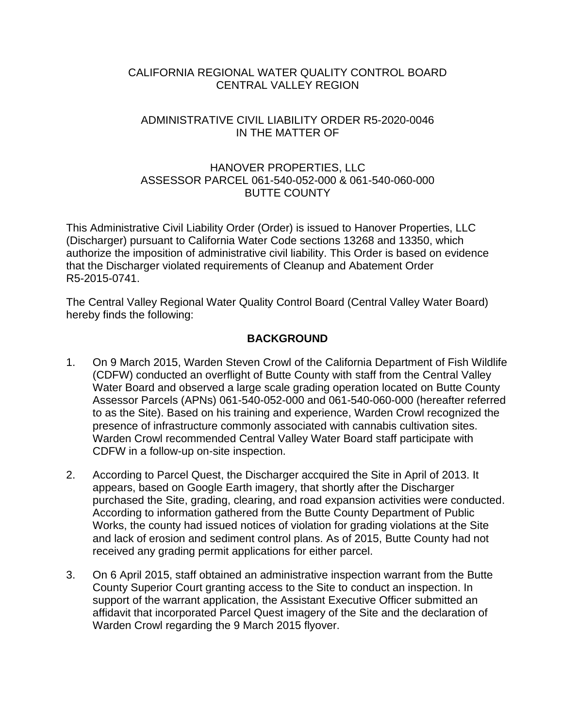CALIFORNIA REGIONAL WATER QUALITY CONTROL BOARD
CENTRAL VALLEY REGION

ADMINISTRATIVE CIVIL LIABILITY ORDER R5-2020-0046
IN THE MATTER OF

HANOVER PROPERTIES, LLC
ASSESSOR PARCEL 061-540-052-000 & 061-540-060-000
BUTTE COUNTY

This Administrative Civil Liability Order (Order) is issued to Hanover Properties, LLC (Discharger) pursuant to California Water Code sections 13268 and 13350, which authorize the imposition of administrative civil liability. This Order is based on evidence that the Discharger violated requirements of Cleanup and Abatement Order R5-2015-0741.

The Central Valley Regional Water Quality Control Board (Central Valley Water Board) hereby finds the following:

## BACKGROUND

1. On 9 March 2015, Warden Steven Crowl of the California Department of Fish Wildlife (CDFW) conducted an overflight of Butte County with staff from the Central Valley Water Board and observed a large scale grading operation located on Butte County Assessor Parcels (APNs) 061-540-052-000 and 061-540-060-000 (hereafter referred to as the Site). Based on his training and experience, Warden Crowl recognized the presence of infrastructure commonly associated with cannabis cultivation sites. Warden Crowl recommended Central Valley Water Board staff participate with CDFW in a follow-up on-site inspection.

2. According to Parcel Quest, the Discharger accquired the Site in April of 2013. It appears, based on Google Earth imagery, that shortly after the Discharger purchased the Site, grading, clearing, and road expansion activities were conducted. According to information gathered from the Butte County Department of Public Works, the county had issued notices of violation for grading violations at the Site and lack of erosion and sediment control plans. As of 2015, Butte County had not received any grading permit applications for either parcel.

3. On 6 April 2015, staff obtained an administrative inspection warrant from the Butte County Superior Court granting access to the Site to conduct an inspection. In support of the warrant application, the Assistant Executive Officer submitted an affidavit that incorporated Parcel Quest imagery of the Site and the declaration of Warden Crowl regarding the 9 March 2015 flyover.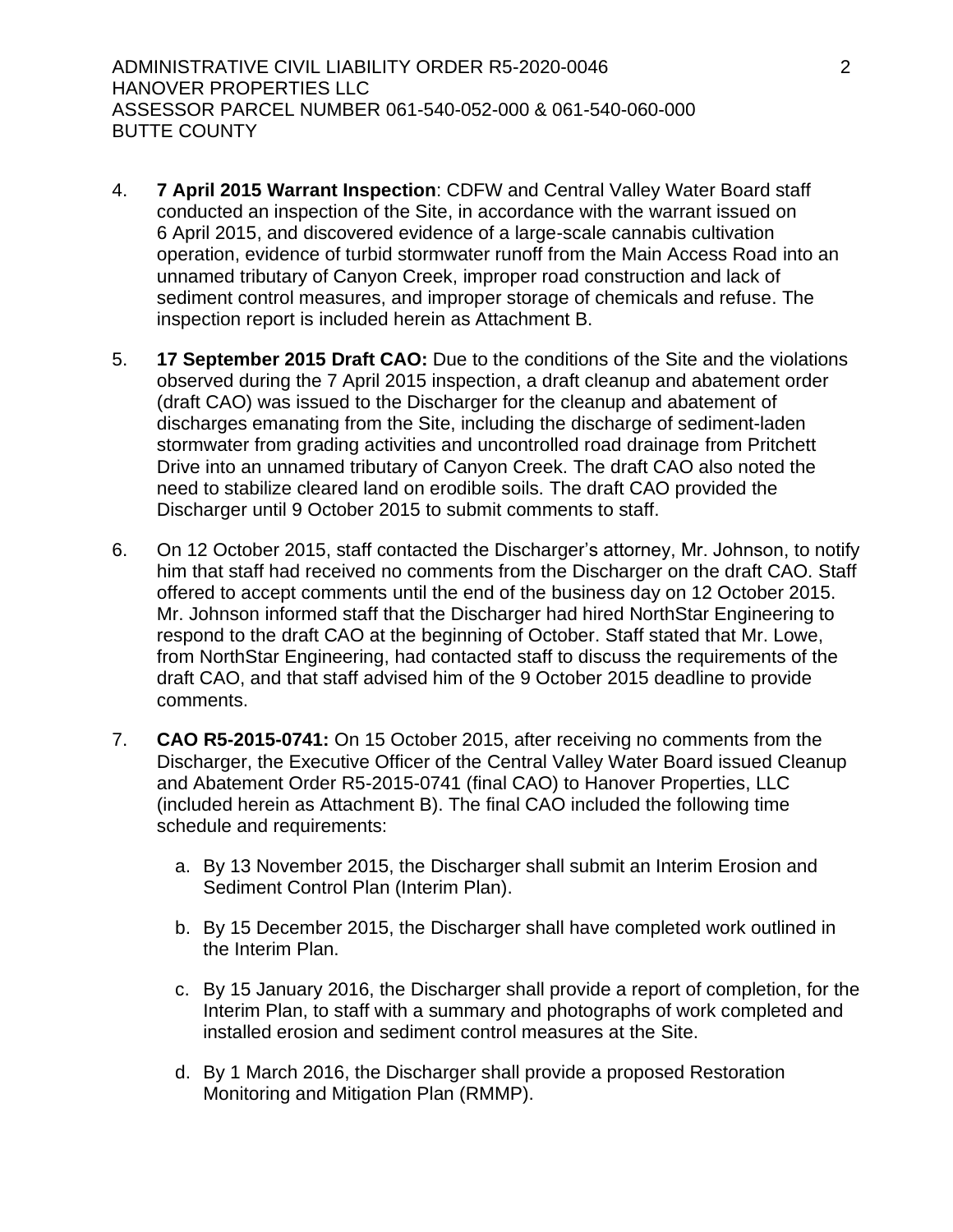4. **7 April 2015 Warrant Inspection**: CDFW and Central Valley Water Board staff conducted an inspection of the Site, in accordance with the warrant issued on 6 April 2015, and discovered evidence of a large-scale cannabis cultivation operation, evidence of turbid stormwater runoff from the Main Access Road into an unnamed tributary of Canyon Creek, improper road construction and lack of sediment control measures, and improper storage of chemicals and refuse. The inspection report is included herein as Attachment B.

5. **17 September 2015 Draft CAO:** Due to the conditions of the Site and the violations observed during the 7 April 2015 inspection, a draft cleanup and abatement order (draft CAO) was issued to the Discharger for the cleanup and abatement of discharges emanating from the Site, including the discharge of sediment-laden stormwater from grading activities and uncontrolled road drainage from Pritchett Drive into an unnamed tributary of Canyon Creek. The draft CAO also noted the need to stabilize cleared land on erodible soils. The draft CAO provided the Discharger until 9 October 2015 to submit comments to staff.

6. On 12 October 2015, staff contacted the Discharger's attorney, Mr. Johnson, to notify him that staff had received no comments from the Discharger on the draft CAO. Staff offered to accept comments until the end of the business day on 12 October 2015. Mr. Johnson informed staff that the Discharger had hired NorthStar Engineering to respond to the draft CAO at the beginning of October. Staff stated that Mr. Lowe, from NorthStar Engineering, had contacted staff to discuss the requirements of the draft CAO, and that staff advised him of the 9 October 2015 deadline to provide comments.

7. **CAO R5-2015-0741:** On 15 October 2015, after receiving no comments from the Discharger, the Executive Officer of the Central Valley Water Board issued Cleanup and Abatement Order R5-2015-0741 (final CAO) to Hanover Properties, LLC (included herein as Attachment B). The final CAO included the following time schedule and requirements:

   a. By 13 November 2015, the Discharger shall submit an Interim Erosion and Sediment Control Plan (Interim Plan).

   b. By 15 December 2015, the Discharger shall have completed work outlined in the Interim Plan.

   c. By 15 January 2016, the Discharger shall provide a report of completion, for the Interim Plan, to staff with a summary and photographs of work completed and installed erosion and sediment control measures at the Site.

   d. By 1 March 2016, the Discharger shall provide a proposed Restoration Monitoring and Mitigation Plan (RMMP).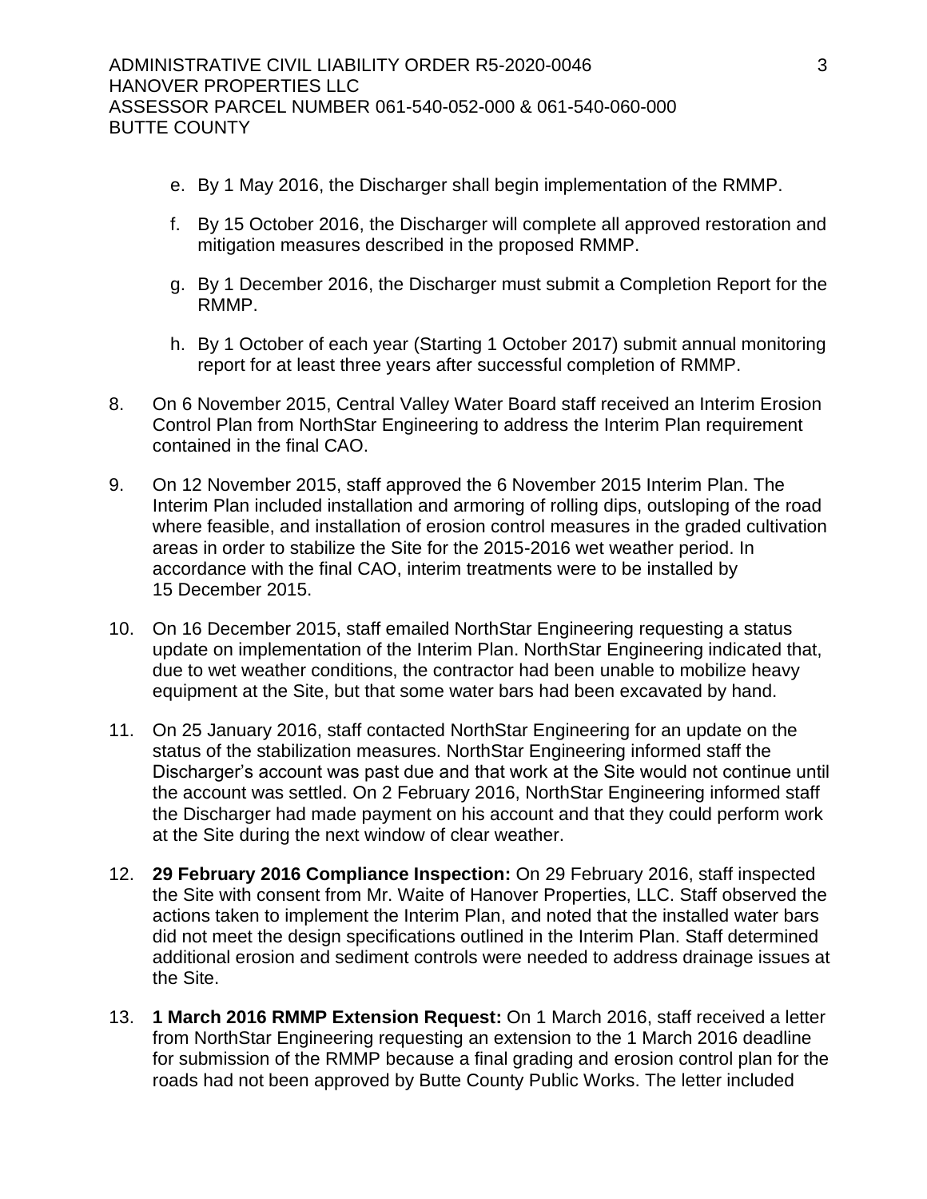e. By 1 May 2016, the Discharger shall begin implementation of the RMMP.

f. By 15 October 2016, the Discharger will complete all approved restoration and mitigation measures described in the proposed RMMP.

g. By 1 December 2016, the Discharger must submit a Completion Report for the RMMP.

h. By 1 October of each year (Starting 1 October 2017) submit annual monitoring report for at least three years after successful completion of RMMP.

8. On 6 November 2015, Central Valley Water Board staff received an Interim Erosion Control Plan from NorthStar Engineering to address the Interim Plan requirement contained in the final CAO.

9. On 12 November 2015, staff approved the 6 November 2015 Interim Plan. The Interim Plan included installation and armoring of rolling dips, outsloping of the road where feasible, and installation of erosion control measures in the graded cultivation areas in order to stabilize the Site for the 2015-2016 wet weather period. In accordance with the final CAO, interim treatments were to be installed by 15 December 2015.

10. On 16 December 2015, staff emailed NorthStar Engineering requesting a status update on implementation of the Interim Plan. NorthStar Engineering indicated that, due to wet weather conditions, the contractor had been unable to mobilize heavy equipment at the Site, but that some water bars had been excavated by hand.

11. On 25 January 2016, staff contacted NorthStar Engineering for an update on the status of the stabilization measures. NorthStar Engineering informed staff the Discharger's account was past due and that work at the Site would not continue until the account was settled. On 2 February 2016, NorthStar Engineering informed staff the Discharger had made payment on his account and that they could perform work at the Site during the next window of clear weather.

12. **29 February 2016 Compliance Inspection:** On 29 February 2016, staff inspected the Site with consent from Mr. Waite of Hanover Properties, LLC. Staff observed the actions taken to implement the Interim Plan, and noted that the installed water bars did not meet the design specifications outlined in the Interim Plan. Staff determined additional erosion and sediment controls were needed to address drainage issues at the Site.

13. **1 March 2016 RMMP Extension Request:** On 1 March 2016, staff received a letter from NorthStar Engineering requesting an extension to the 1 March 2016 deadline for submission of the RMMP because a final grading and erosion control plan for the roads had not been approved by Butte County Public Works. The letter included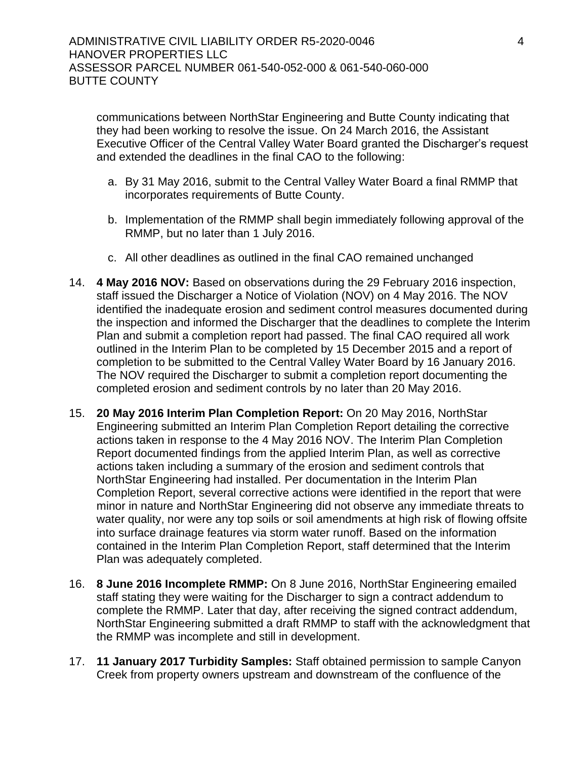communications between NorthStar Engineering and Butte County indicating that they had been working to resolve the issue. On 24 March 2016, the Assistant Executive Officer of the Central Valley Water Board granted the Discharger's request and extended the deadlines in the final CAO to the following:

a. By 31 May 2016, submit to the Central Valley Water Board a final RMMP that incorporates requirements of Butte County.

b. Implementation of the RMMP shall begin immediately following approval of the RMMP, but no later than 1 July 2016.

c. All other deadlines as outlined in the final CAO remained unchanged

14. **4 May 2016 NOV:** Based on observations during the 29 February 2016 inspection, staff issued the Discharger a Notice of Violation (NOV) on 4 May 2016. The NOV identified the inadequate erosion and sediment control measures documented during the inspection and informed the Discharger that the deadlines to complete the Interim Plan and submit a completion report had passed. The final CAO required all work outlined in the Interim Plan to be completed by 15 December 2015 and a report of completion to be submitted to the Central Valley Water Board by 16 January 2016. The NOV required the Discharger to submit a completion report documenting the completed erosion and sediment controls by no later than 20 May 2016.

15. **20 May 2016 Interim Plan Completion Report:** On 20 May 2016, NorthStar Engineering submitted an Interim Plan Completion Report detailing the corrective actions taken in response to the 4 May 2016 NOV. The Interim Plan Completion Report documented findings from the applied Interim Plan, as well as corrective actions taken including a summary of the erosion and sediment controls that NorthStar Engineering had installed. Per documentation in the Interim Plan Completion Report, several corrective actions were identified in the report that were minor in nature and NorthStar Engineering did not observe any immediate threats to water quality, nor were any top soils or soil amendments at high risk of flowing offsite into surface drainage features via storm water runoff. Based on the information contained in the Interim Plan Completion Report, staff determined that the Interim Plan was adequately completed.

16. **8 June 2016 Incomplete RMMP:** On 8 June 2016, NorthStar Engineering emailed staff stating they were waiting for the Discharger to sign a contract addendum to complete the RMMP. Later that day, after receiving the signed contract addendum, NorthStar Engineering submitted a draft RMMP to staff with the acknowledgment that the RMMP was incomplete and still in development.

17. **11 January 2017 Turbidity Samples:** Staff obtained permission to sample Canyon Creek from property owners upstream and downstream of the confluence of the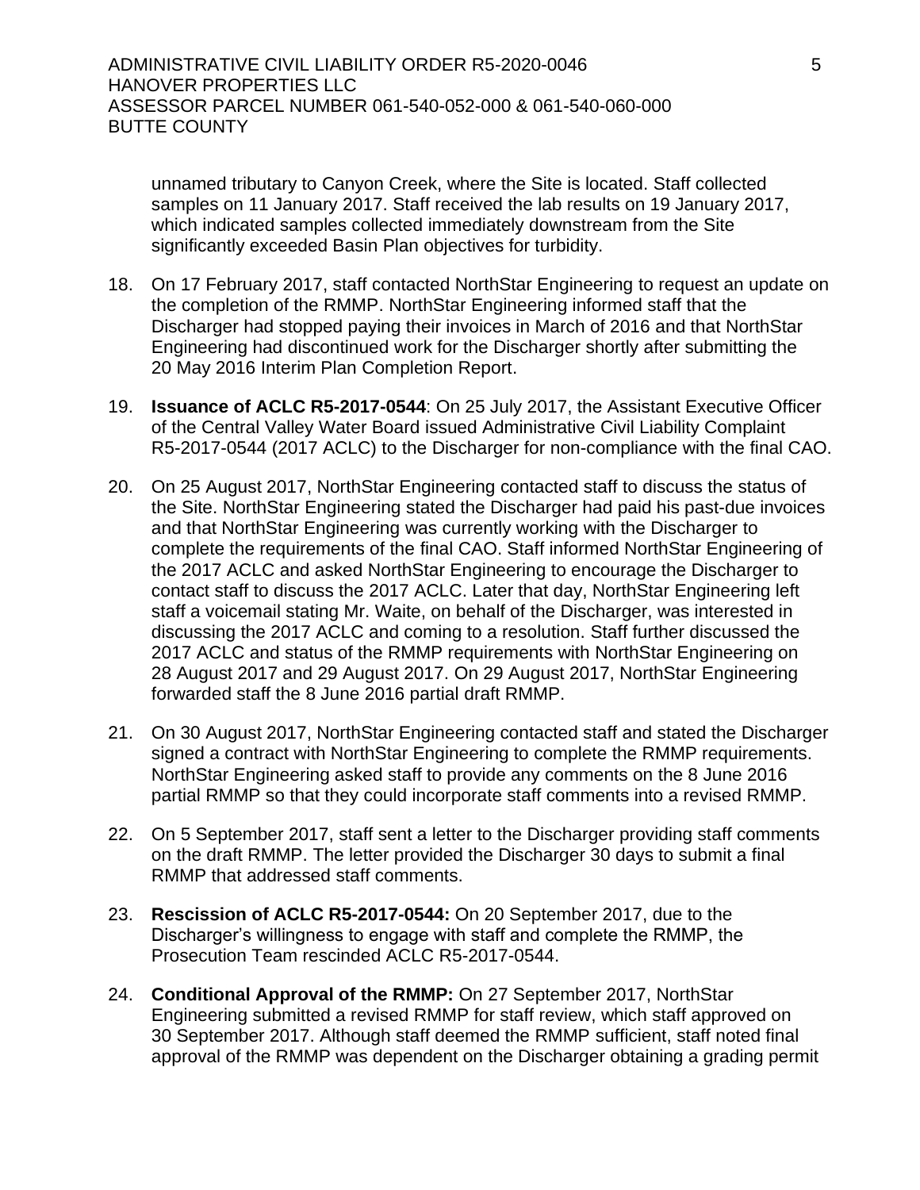unnamed tributary to Canyon Creek, where the Site is located. Staff collected samples on 11 January 2017. Staff received the lab results on 19 January 2017, which indicated samples collected immediately downstream from the Site significantly exceeded Basin Plan objectives for turbidity.

18. On 17 February 2017, staff contacted NorthStar Engineering to request an update on the completion of the RMMP. NorthStar Engineering informed staff that the Discharger had stopped paying their invoices in March of 2016 and that NorthStar Engineering had discontinued work for the Discharger shortly after submitting the 20 May 2016 Interim Plan Completion Report.

19. **Issuance of ACLC R5-2017-0544**: On 25 July 2017, the Assistant Executive Officer of the Central Valley Water Board issued Administrative Civil Liability Complaint R5-2017-0544 (2017 ACLC) to the Discharger for non-compliance with the final CAO.

20. On 25 August 2017, NorthStar Engineering contacted staff to discuss the status of the Site. NorthStar Engineering stated the Discharger had paid his past-due invoices and that NorthStar Engineering was currently working with the Discharger to complete the requirements of the final CAO. Staff informed NorthStar Engineering of the 2017 ACLC and asked NorthStar Engineering to encourage the Discharger to contact staff to discuss the 2017 ACLC. Later that day, NorthStar Engineering left staff a voicemail stating Mr. Waite, on behalf of the Discharger, was interested in discussing the 2017 ACLC and coming to a resolution. Staff further discussed the 2017 ACLC and status of the RMMP requirements with NorthStar Engineering on 28 August 2017 and 29 August 2017. On 29 August 2017, NorthStar Engineering forwarded staff the 8 June 2016 partial draft RMMP.

21. On 30 August 2017, NorthStar Engineering contacted staff and stated the Discharger signed a contract with NorthStar Engineering to complete the RMMP requirements. NorthStar Engineering asked staff to provide any comments on the 8 June 2016 partial RMMP so that they could incorporate staff comments into a revised RMMP.

22. On 5 September 2017, staff sent a letter to the Discharger providing staff comments on the draft RMMP. The letter provided the Discharger 30 days to submit a final RMMP that addressed staff comments.

23. **Rescission of ACLC R5-2017-0544:** On 20 September 2017, due to the Discharger's willingness to engage with staff and complete the RMMP, the Prosecution Team rescinded ACLC R5-2017-0544.

24. **Conditional Approval of the RMMP:** On 27 September 2017, NorthStar Engineering submitted a revised RMMP for staff review, which staff approved on 30 September 2017. Although staff deemed the RMMP sufficient, staff noted final approval of the RMMP was dependent on the Discharger obtaining a grading permit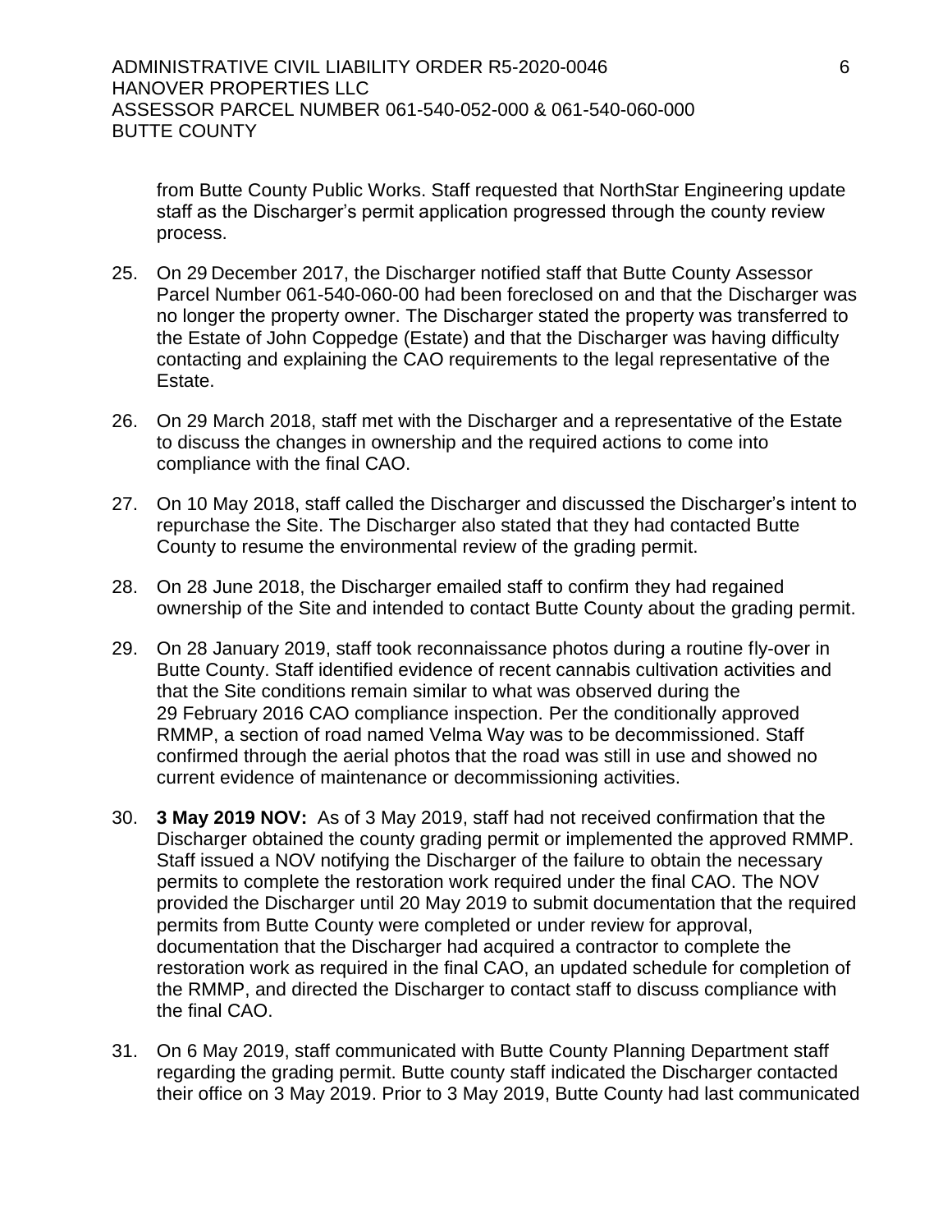from Butte County Public Works. Staff requested that NorthStar Engineering update staff as the Discharger's permit application progressed through the county review process.

25. On 29 December 2017, the Discharger notified staff that Butte County Assessor Parcel Number 061-540-060-00 had been foreclosed on and that the Discharger was no longer the property owner. The Discharger stated the property was transferred to the Estate of John Coppedge (Estate) and that the Discharger was having difficulty contacting and explaining the CAO requirements to the legal representative of the Estate.

26. On 29 March 2018, staff met with the Discharger and a representative of the Estate to discuss the changes in ownership and the required actions to come into compliance with the final CAO.

27. On 10 May 2018, staff called the Discharger and discussed the Discharger's intent to repurchase the Site. The Discharger also stated that they had contacted Butte County to resume the environmental review of the grading permit.

28. On 28 June 2018, the Discharger emailed staff to confirm they had regained ownership of the Site and intended to contact Butte County about the grading permit.

29. On 28 January 2019, staff took reconnaissance photos during a routine fly-over in Butte County. Staff identified evidence of recent cannabis cultivation activities and that the Site conditions remain similar to what was observed during the 29 February 2016 CAO compliance inspection. Per the conditionally approved RMMP, a section of road named Velma Way was to be decommissioned. Staff confirmed through the aerial photos that the road was still in use and showed no current evidence of maintenance or decommissioning activities.

30. **3 May 2019 NOV:** As of 3 May 2019, staff had not received confirmation that the Discharger obtained the county grading permit or implemented the approved RMMP. Staff issued a NOV notifying the Discharger of the failure to obtain the necessary permits to complete the restoration work required under the final CAO. The NOV provided the Discharger until 20 May 2019 to submit documentation that the required permits from Butte County were completed or under review for approval, documentation that the Discharger had acquired a contractor to complete the restoration work as required in the final CAO, an updated schedule for completion of the RMMP, and directed the Discharger to contact staff to discuss compliance with the final CAO.

31. On 6 May 2019, staff communicated with Butte County Planning Department staff regarding the grading permit. Butte county staff indicated the Discharger contacted their office on 3 May 2019. Prior to 3 May 2019, Butte County had last communicated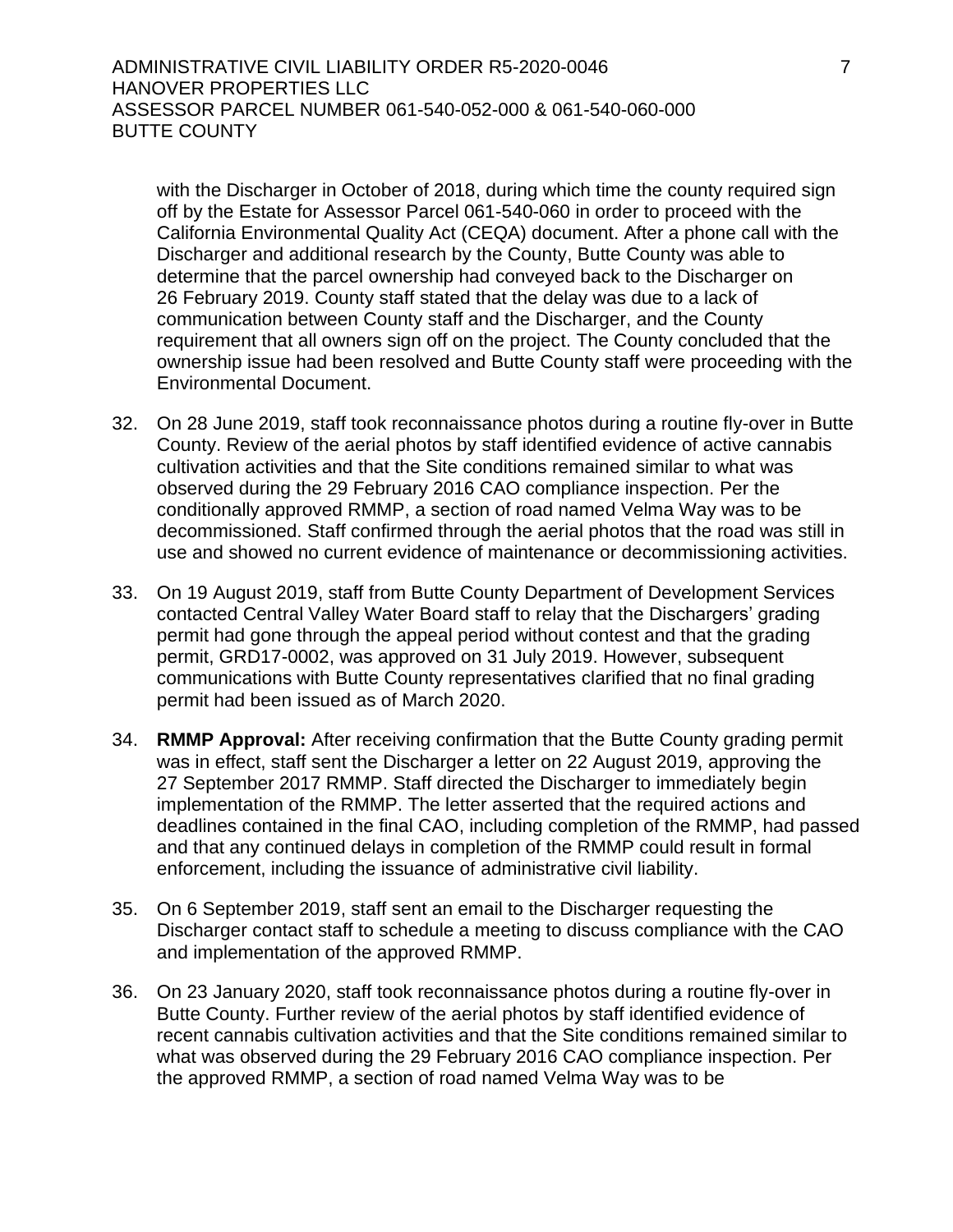with the Discharger in October of 2018, during which time the county required sign off by the Estate for Assessor Parcel 061-540-060 in order to proceed with the California Environmental Quality Act (CEQA) document. After a phone call with the Discharger and additional research by the County, Butte County was able to determine that the parcel ownership had conveyed back to the Discharger on 26 February 2019. County staff stated that the delay was due to a lack of communication between County staff and the Discharger, and the County requirement that all owners sign off on the project. The County concluded that the ownership issue had been resolved and Butte County staff were proceeding with the Environmental Document.

32. On 28 June 2019, staff took reconnaissance photos during a routine fly-over in Butte County. Review of the aerial photos by staff identified evidence of active cannabis cultivation activities and that the Site conditions remained similar to what was observed during the 29 February 2016 CAO compliance inspection. Per the conditionally approved RMMP, a section of road named Velma Way was to be decommissioned. Staff confirmed through the aerial photos that the road was still in use and showed no current evidence of maintenance or decommissioning activities.

33. On 19 August 2019, staff from Butte County Department of Development Services contacted Central Valley Water Board staff to relay that the Dischargers' grading permit had gone through the appeal period without contest and that the grading permit, GRD17-0002, was approved on 31 July 2019. However, subsequent communications with Butte County representatives clarified that no final grading permit had been issued as of March 2020.

34. **RMMP Approval:** After receiving confirmation that the Butte County grading permit was in effect, staff sent the Discharger a letter on 22 August 2019, approving the 27 September 2017 RMMP. Staff directed the Discharger to immediately begin implementation of the RMMP. The letter asserted that the required actions and deadlines contained in the final CAO, including completion of the RMMP, had passed and that any continued delays in completion of the RMMP could result in formal enforcement, including the issuance of administrative civil liability.

35. On 6 September 2019, staff sent an email to the Discharger requesting the Discharger contact staff to schedule a meeting to discuss compliance with the CAO and implementation of the approved RMMP.

36. On 23 January 2020, staff took reconnaissance photos during a routine fly-over in Butte County. Further review of the aerial photos by staff identified evidence of recent cannabis cultivation activities and that the Site conditions remained similar to what was observed during the 29 February 2016 CAO compliance inspection. Per the approved RMMP, a section of road named Velma Way was to be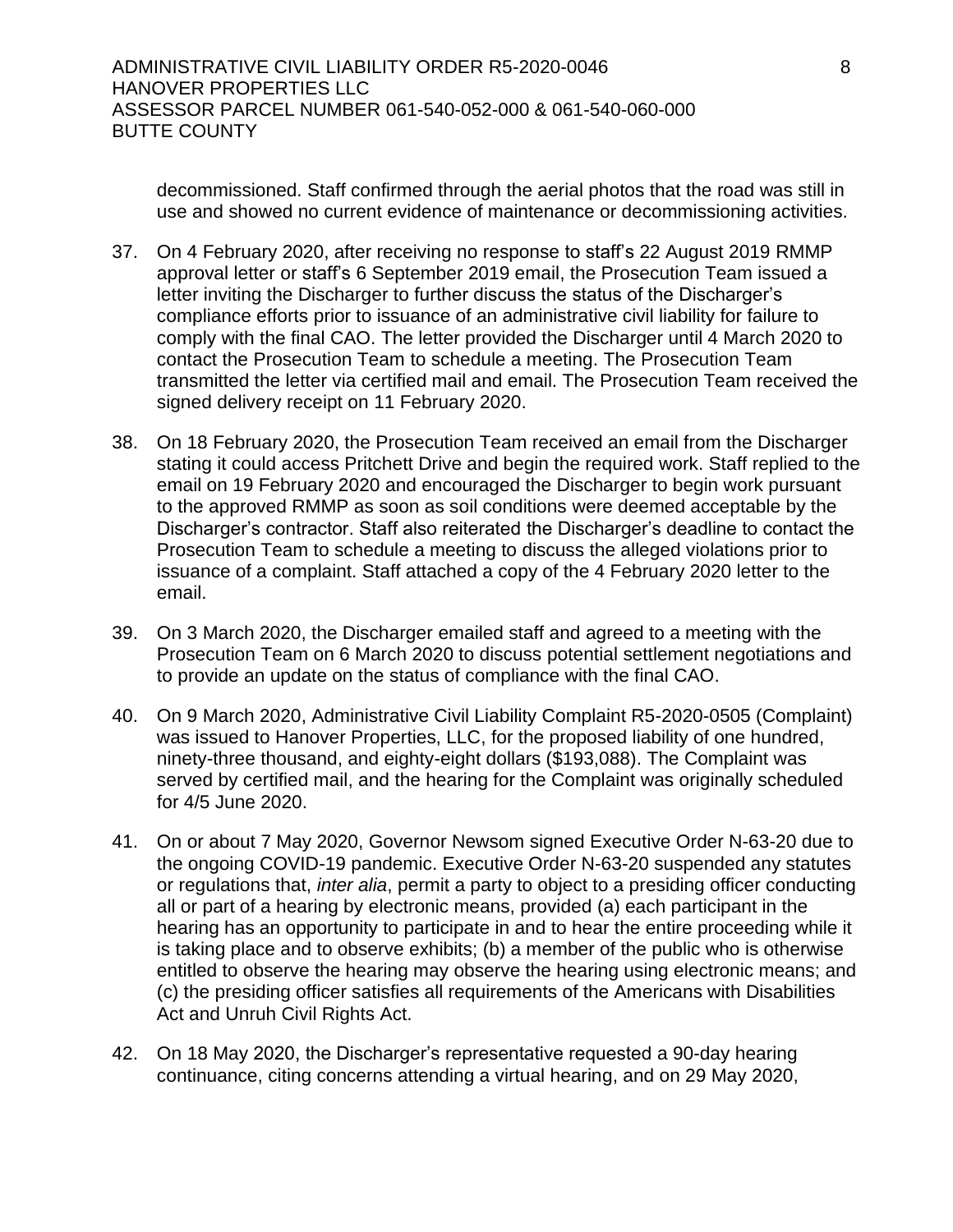decommissioned. Staff confirmed through the aerial photos that the road was still in use and showed no current evidence of maintenance or decommissioning activities.

37. On 4 February 2020, after receiving no response to staff's 22 August 2019 RMMP approval letter or staff's 6 September 2019 email, the Prosecution Team issued a letter inviting the Discharger to further discuss the status of the Discharger's compliance efforts prior to issuance of an administrative civil liability for failure to comply with the final CAO. The letter provided the Discharger until 4 March 2020 to contact the Prosecution Team to schedule a meeting. The Prosecution Team transmitted the letter via certified mail and email. The Prosecution Team received the signed delivery receipt on 11 February 2020.

38. On 18 February 2020, the Prosecution Team received an email from the Discharger stating it could access Pritchett Drive and begin the required work. Staff replied to the email on 19 February 2020 and encouraged the Discharger to begin work pursuant to the approved RMMP as soon as soil conditions were deemed acceptable by the Discharger's contractor. Staff also reiterated the Discharger's deadline to contact the Prosecution Team to schedule a meeting to discuss the alleged violations prior to issuance of a complaint. Staff attached a copy of the 4 February 2020 letter to the email.

39. On 3 March 2020, the Discharger emailed staff and agreed to a meeting with the Prosecution Team on 6 March 2020 to discuss potential settlement negotiations and to provide an update on the status of compliance with the final CAO.

40. On 9 March 2020, Administrative Civil Liability Complaint R5-2020-0505 (Complaint) was issued to Hanover Properties, LLC, for the proposed liability of one hundred, ninety-three thousand, and eighty-eight dollars ($193,088). The Complaint was served by certified mail, and the hearing for the Complaint was originally scheduled for 4/5 June 2020.

41. On or about 7 May 2020, Governor Newsom signed Executive Order N-63-20 due to the ongoing COVID-19 pandemic. Executive Order N-63-20 suspended any statutes or regulations that, *inter alia*, permit a party to object to a presiding officer conducting all or part of a hearing by electronic means, provided (a) each participant in the hearing has an opportunity to participate in and to hear the entire proceeding while it is taking place and to observe exhibits; (b) a member of the public who is otherwise entitled to observe the hearing may observe the hearing using electronic means; and (c) the presiding officer satisfies all requirements of the Americans with Disabilities Act and Unruh Civil Rights Act.

42. On 18 May 2020, the Discharger's representative requested a 90-day hearing continuance, citing concerns attending a virtual hearing, and on 29 May 2020,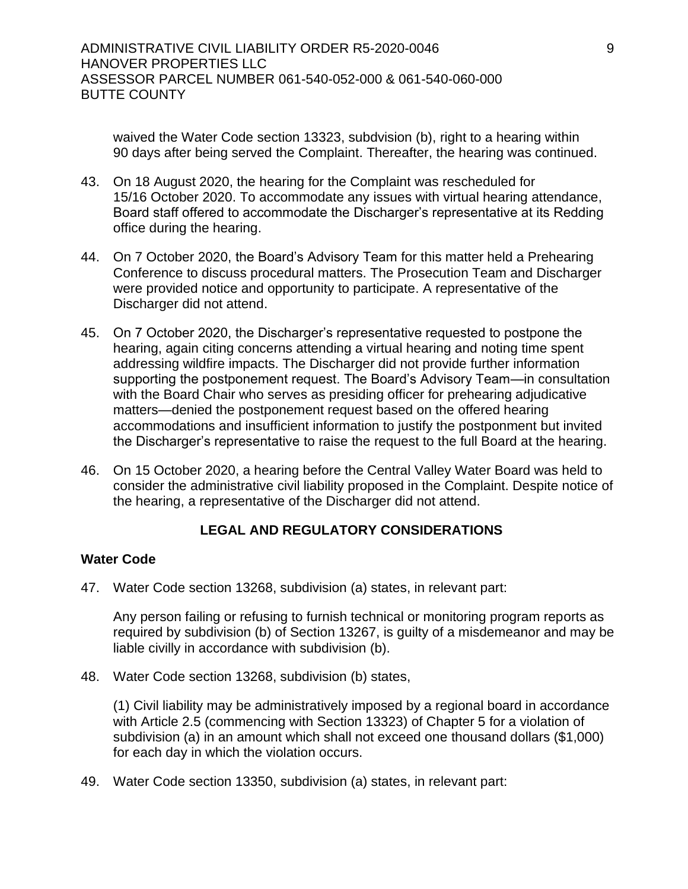waived the Water Code section 13323, subdvision (b), right to a hearing within 90 days after being served the Complaint. Thereafter, the hearing was continued.

43. On 18 August 2020, the hearing for the Complaint was rescheduled for 15/16 October 2020. To accommodate any issues with virtual hearing attendance, Board staff offered to accommodate the Discharger's representative at its Redding office during the hearing.

44. On 7 October 2020, the Board's Advisory Team for this matter held a Prehearing Conference to discuss procedural matters. The Prosecution Team and Discharger were provided notice and opportunity to participate. A representative of the Discharger did not attend.

45. On 7 October 2020, the Discharger's representative requested to postpone the hearing, again citing concerns attending a virtual hearing and noting time spent addressing wildfire impacts. The Discharger did not provide further information supporting the postponement request. The Board's Advisory Team—in consultation with the Board Chair who serves as presiding officer for prehearing adjudicative matters—denied the postponement request based on the offered hearing accommodations and insufficient information to justify the postponment but invited the Discharger's representative to raise the request to the full Board at the hearing.

46. On 15 October 2020, a hearing before the Central Valley Water Board was held to consider the administrative civil liability proposed in the Complaint. Despite notice of the hearing, a representative of the Discharger did not attend.

## LEGAL AND REGULATORY CONSIDERATIONS

### Water Code

47. Water Code section 13268, subdivision (a) states, in relevant part:

    Any person failing or refusing to furnish technical or monitoring program reports as required by subdivision (b) of Section 13267, is guilty of a misdemeanor and may be liable civilly in accordance with subdivision (b).

48. Water Code section 13268, subdivision (b) states,

    (1) Civil liability may be administratively imposed by a regional board in accordance with Article 2.5 (commencing with Section 13323) of Chapter 5 for a violation of subdivision (a) in an amount which shall not exceed one thousand dollars ($1,000) for each day in which the violation occurs.

49. Water Code section 13350, subdivision (a) states, in relevant part: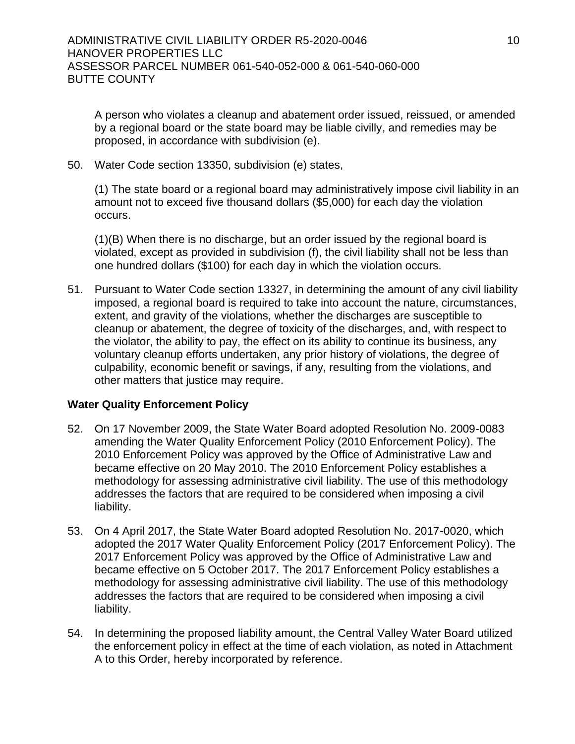A person who violates a cleanup and abatement order issued, reissued, or amended by a regional board or the state board may be liable civilly, and remedies may be proposed, in accordance with subdivision (e).

50. Water Code section 13350, subdivision (e) states,

    (1) The state board or a regional board may administratively impose civil liability in an amount not to exceed five thousand dollars ($5,000) for each day the violation occurs.

    (1)(B) When there is no discharge, but an order issued by the regional board is violated, except as provided in subdivision (f), the civil liability shall not be less than one hundred dollars ($100) for each day in which the violation occurs.

51. Pursuant to Water Code section 13327, in determining the amount of any civil liability imposed, a regional board is required to take into account the nature, circumstances, extent, and gravity of the violations, whether the discharges are susceptible to cleanup or abatement, the degree of toxicity of the discharges, and, with respect to the violator, the ability to pay, the effect on its ability to continue its business, any voluntary cleanup efforts undertaken, any prior history of violations, the degree of culpability, economic benefit or savings, if any, resulting from the violations, and other matters that justice may require.

**Water Quality Enforcement Policy**

52. On 17 November 2009, the State Water Board adopted Resolution No. 2009-0083 amending the Water Quality Enforcement Policy (2010 Enforcement Policy). The 2010 Enforcement Policy was approved by the Office of Administrative Law and became effective on 20 May 2010. The 2010 Enforcement Policy establishes a methodology for assessing administrative civil liability. The use of this methodology addresses the factors that are required to be considered when imposing a civil liability.

53. On 4 April 2017, the State Water Board adopted Resolution No. 2017-0020, which adopted the 2017 Water Quality Enforcement Policy (2017 Enforcement Policy). The 2017 Enforcement Policy was approved by the Office of Administrative Law and became effective on 5 October 2017. The 2017 Enforcement Policy establishes a methodology for assessing administrative civil liability. The use of this methodology addresses the factors that are required to be considered when imposing a civil liability.

54. In determining the proposed liability amount, the Central Valley Water Board utilized the enforcement policy in effect at the time of each violation, as noted in Attachment A to this Order, hereby incorporated by reference.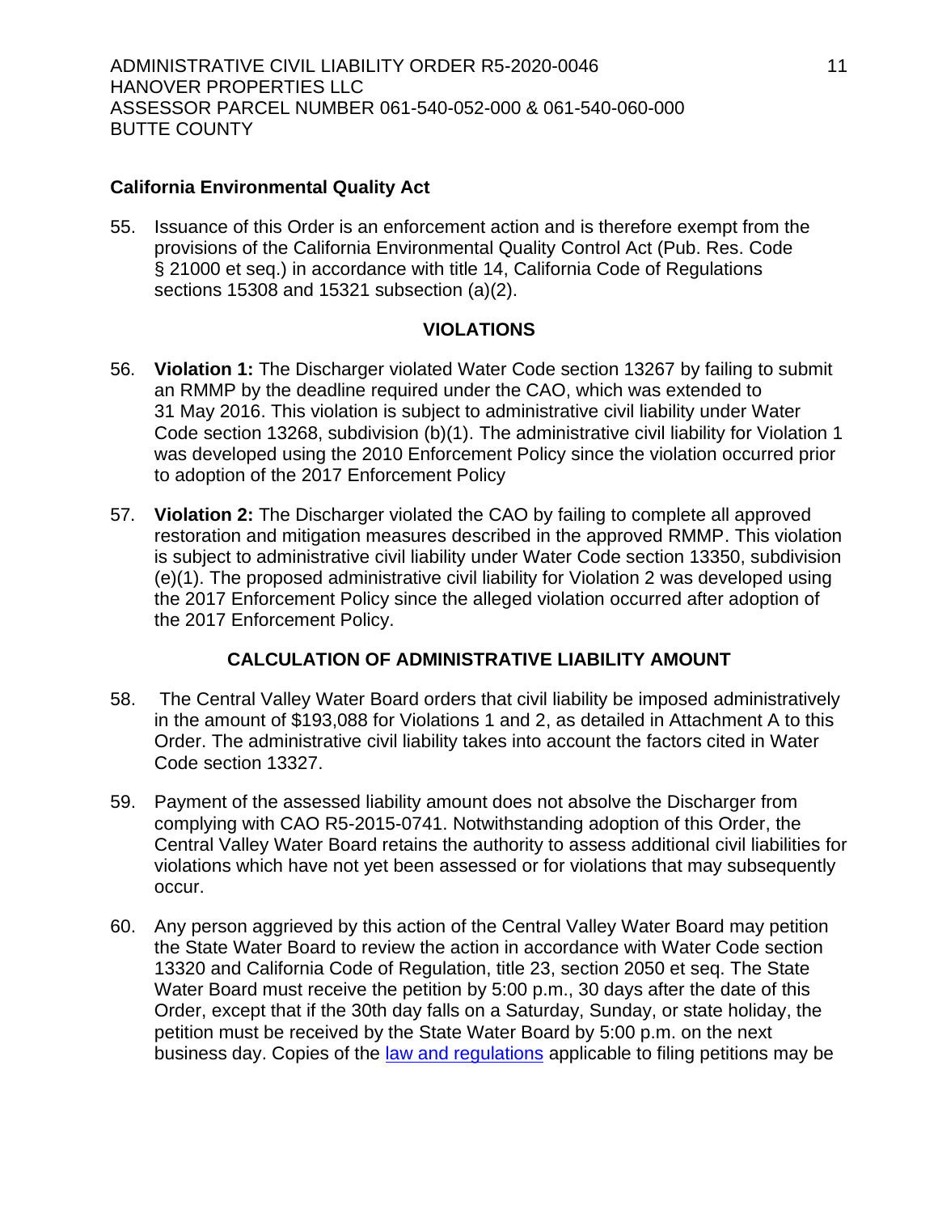## California Environmental Quality Act

55. Issuance of this Order is an enforcement action and is therefore exempt from the provisions of the California Environmental Quality Control Act (Pub. Res. Code § 21000 et seq.) in accordance with title 14, California Code of Regulations sections 15308 and 15321 subsection (a)(2).

## VIOLATIONS

56. **Violation 1:** The Discharger violated Water Code section 13267 by failing to submit an RMMP by the deadline required under the CAO, which was extended to 31 May 2016. This violation is subject to administrative civil liability under Water Code section 13268, subdivision (b)(1). The administrative civil liability for Violation 1 was developed using the 2010 Enforcement Policy since the violation occurred prior to adoption of the 2017 Enforcement Policy

57. **Violation 2:** The Discharger violated the CAO by failing to complete all approved restoration and mitigation measures described in the approved RMMP. This violation is subject to administrative civil liability under Water Code section 13350, subdivision (e)(1). The proposed administrative civil liability for Violation 2 was developed using the 2017 Enforcement Policy since the alleged violation occurred after adoption of the 2017 Enforcement Policy.

## CALCULATION OF ADMINISTRATIVE LIABILITY AMOUNT

58. The Central Valley Water Board orders that civil liability be imposed administratively in the amount of $193,088 for Violations 1 and 2, as detailed in Attachment A to this Order. The administrative civil liability takes into account the factors cited in Water Code section 13327.

59. Payment of the assessed liability amount does not absolve the Discharger from complying with CAO R5-2015-0741. Notwithstanding adoption of this Order, the Central Valley Water Board retains the authority to assess additional civil liabilities for violations which have not yet been assessed or for violations that may subsequently occur.

60. Any person aggrieved by this action of the Central Valley Water Board may petition the State Water Board to review the action in accordance with Water Code section 13320 and California Code of Regulation, title 23, section 2050 et seq. The State Water Board must receive the petition by 5:00 p.m., 30 days after the date of this Order, except that if the 30th day falls on a Saturday, Sunday, or state holiday, the petition must be received by the State Water Board by 5:00 p.m. on the next business day. Copies of the law and regulations applicable to filing petitions may be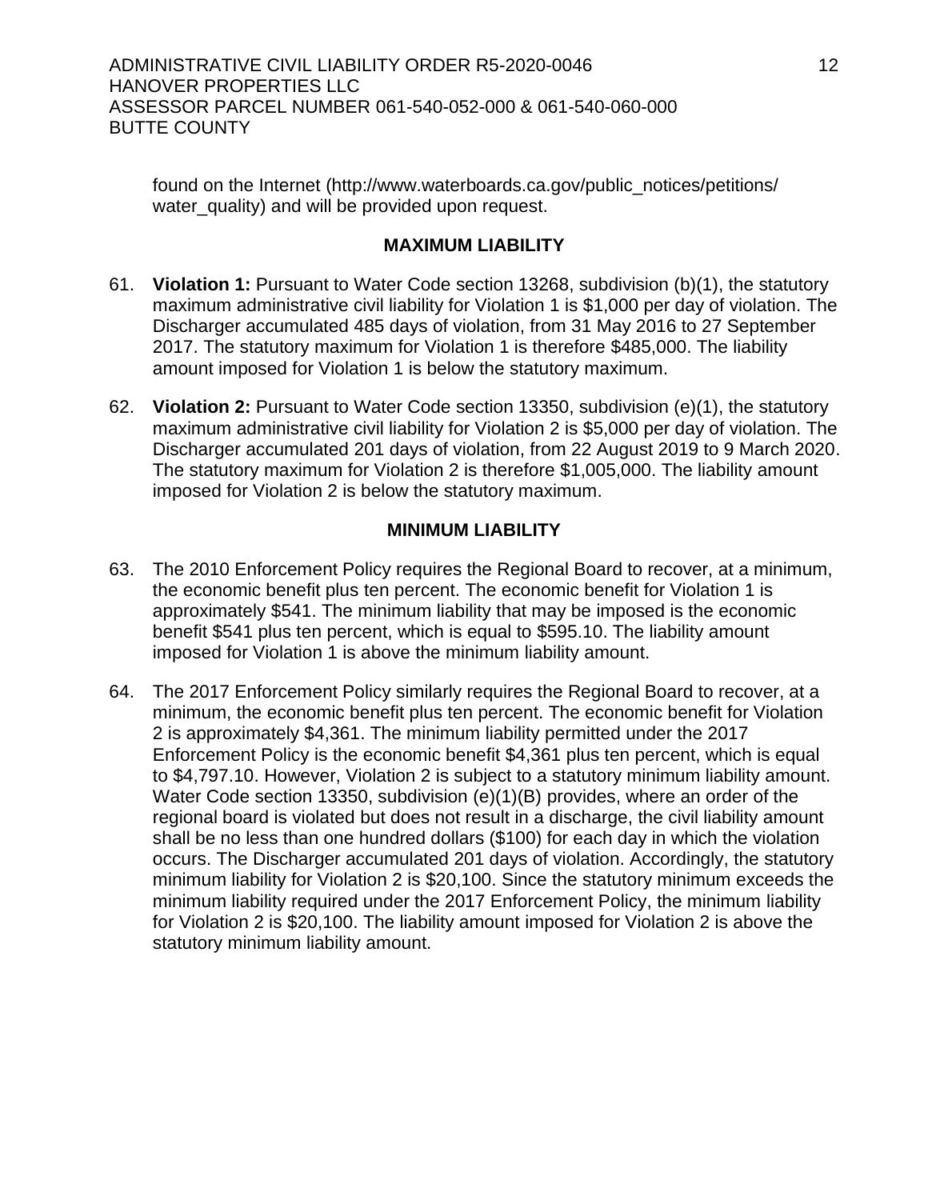found on the Internet (http://www.waterboards.ca.gov/public_notices/petitions/water_quality) and will be provided upon request.

## MAXIMUM LIABILITY

61. **Violation 1:** Pursuant to Water Code section 13268, subdivision (b)(1), the statutory maximum administrative civil liability for Violation 1 is $1,000 per day of violation. The Discharger accumulated 485 days of violation, from 31 May 2016 to 27 September 2017. The statutory maximum for Violation 1 is therefore $485,000. The liability amount imposed for Violation 1 is below the statutory maximum.

62. **Violation 2:** Pursuant to Water Code section 13350, subdivision (e)(1), the statutory maximum administrative civil liability for Violation 2 is $5,000 per day of violation. The Discharger accumulated 201 days of violation, from 22 August 2019 to 9 March 2020. The statutory maximum for Violation 2 is therefore $1,005,000. The liability amount imposed for Violation 2 is below the statutory maximum.

## MINIMUM LIABILITY

63. The 2010 Enforcement Policy requires the Regional Board to recover, at a minimum, the economic benefit plus ten percent. The economic benefit for Violation 1 is approximately $541. The minimum liability that may be imposed is the economic benefit $541 plus ten percent, which is equal to $595.10. The liability amount imposed for Violation 1 is above the minimum liability amount.

64. The 2017 Enforcement Policy similarly requires the Regional Board to recover, at a minimum, the economic benefit plus ten percent. The economic benefit for Violation 2 is approximately $4,361. The minimum liability permitted under the 2017 Enforcement Policy is the economic benefit $4,361 plus ten percent, which is equal to $4,797.10. However, Violation 2 is subject to a statutory minimum liability amount. Water Code section 13350, subdivision (e)(1)(B) provides, where an order of the regional board is violated but does not result in a discharge, the civil liability amount shall be no less than one hundred dollars ($100) for each day in which the violation occurs. The Discharger accumulated 201 days of violation. Accordingly, the statutory minimum liability for Violation 2 is $20,100. Since the statutory minimum exceeds the minimum liability required under the 2017 Enforcement Policy, the minimum liability for Violation 2 is $20,100. The liability amount imposed for Violation 2 is above the statutory minimum liability amount.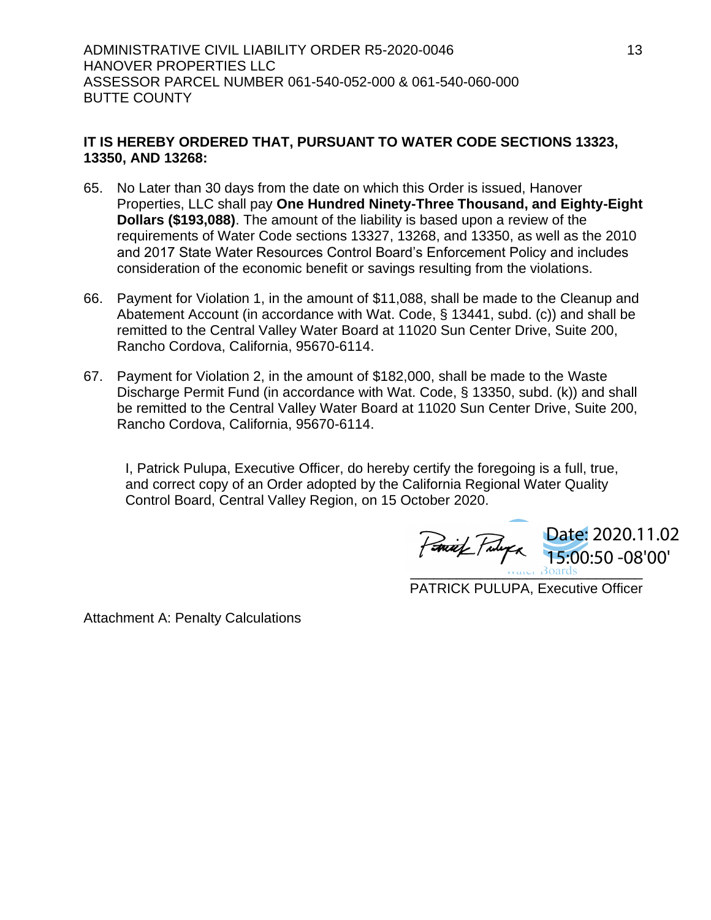**IT IS HEREBY ORDERED THAT, PURSUANT TO WATER CODE SECTIONS 13323, 13350, AND 13268:**

65. No Later than 30 days from the date on which this Order is issued, Hanover Properties, LLC shall pay **One Hundred Ninety-Three Thousand, and Eighty-Eight Dollars ($193,088)**. The amount of the liability is based upon a review of the requirements of Water Code sections 13327, 13268, and 13350, as well as the 2010 and 2017 State Water Resources Control Board's Enforcement Policy and includes consideration of the economic benefit or savings resulting from the violations.

66. Payment for Violation 1, in the amount of $11,088, shall be made to the Cleanup and Abatement Account (in accordance with Wat. Code, § 13441, subd. (c)) and shall be remitted to the Central Valley Water Board at 11020 Sun Center Drive, Suite 200, Rancho Cordova, California, 95670-6114.

67. Payment for Violation 2, in the amount of $182,000, shall be made to the Waste Discharge Permit Fund (in accordance with Wat. Code, § 13350, subd. (k)) and shall be remitted to the Central Valley Water Board at 11020 Sun Center Drive, Suite 200, Rancho Cordova, California, 95670-6114.

I, Patrick Pulupa, Executive Officer, do hereby certify the foregoing is a full, true, and correct copy of an Order adopted by the California Regional Water Quality Control Board, Central Valley Region, on 15 October 2020.

Date: 2020.11.02 15:00:50 -08'00'

PATRICK PULUPA, Executive Officer

Attachment A: Penalty Calculations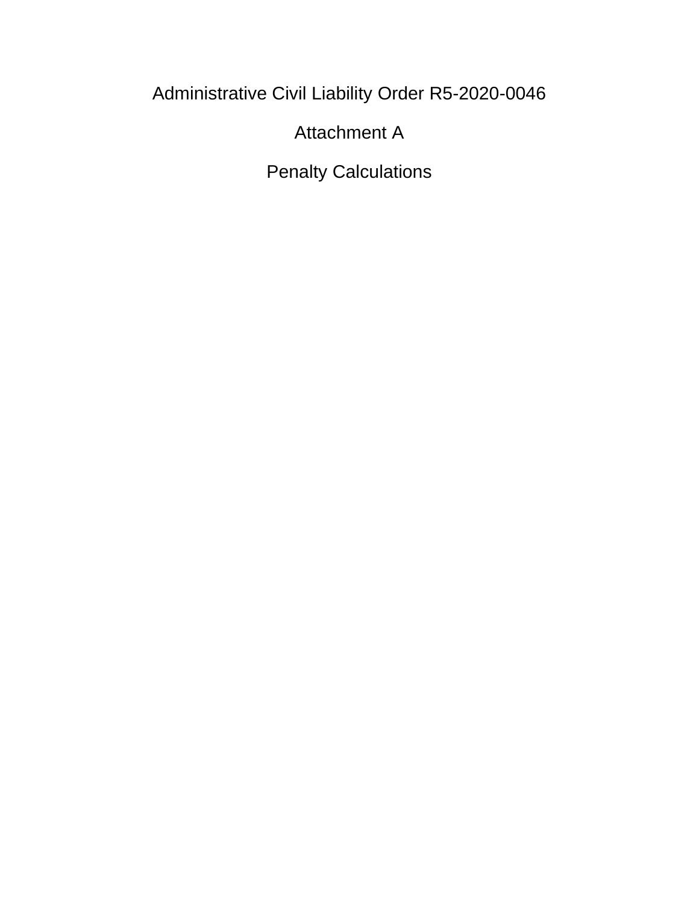# Administrative Civil Liability Order R5-2020-0046

## Attachment A

## Penalty Calculations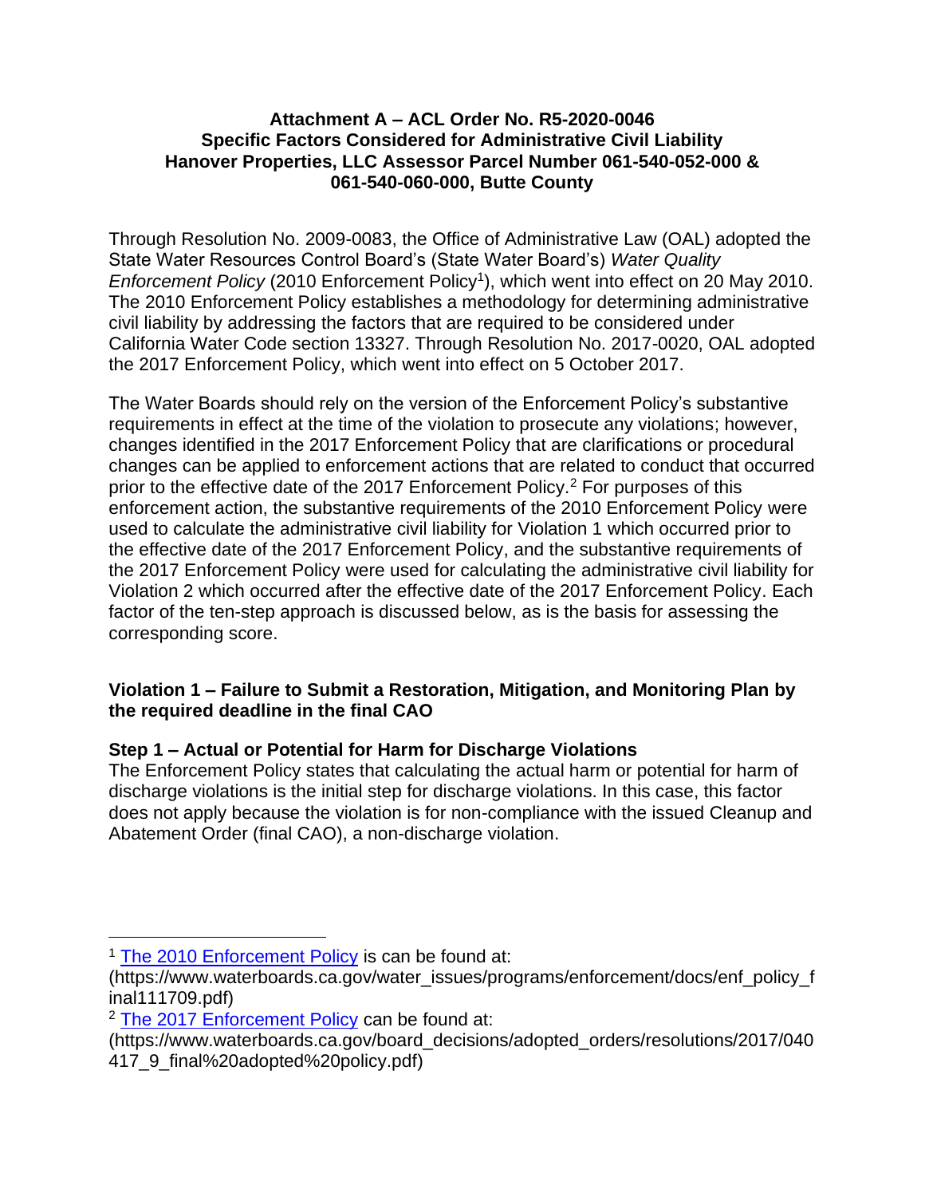**Attachment A – ACL Order No. R5-2020-0046**
**Specific Factors Considered for Administrative Civil Liability**
**Hanover Properties, LLC Assessor Parcel Number 061-540-052-000 & 061-540-060-000, Butte County**

Through Resolution No. 2009-0083, the Office of Administrative Law (OAL) adopted the State Water Resources Control Board's (State Water Board's) *Water Quality Enforcement Policy* (2010 Enforcement Policy[1]), which went into effect on 20 May 2010. The 2010 Enforcement Policy establishes a methodology for determining administrative civil liability by addressing the factors that are required to be considered under California Water Code section 13327. Through Resolution No. 2017-0020, OAL adopted the 2017 Enforcement Policy, which went into effect on 5 October 2017.

The Water Boards should rely on the version of the Enforcement Policy's substantive requirements in effect at the time of the violation to prosecute any violations; however, changes identified in the 2017 Enforcement Policy that are clarifications or procedural changes can be applied to enforcement actions that are related to conduct that occurred prior to the effective date of the 2017 Enforcement Policy.[2] For purposes of this enforcement action, the substantive requirements of the 2010 Enforcement Policy were used to calculate the administrative civil liability for Violation 1 which occurred prior to the effective date of the 2017 Enforcement Policy, and the substantive requirements of the 2017 Enforcement Policy were used for calculating the administrative civil liability for Violation 2 which occurred after the effective date of the 2017 Enforcement Policy. Each factor of the ten-step approach is discussed below, as is the basis for assessing the corresponding score.

**Violation 1 – Failure to Submit a Restoration, Mitigation, and Monitoring Plan by the required deadline in the final CAO**

**Step 1 – Actual or Potential for Harm for Discharge Violations**

The Enforcement Policy states that calculating the actual harm or potential for harm of discharge violations is the initial step for discharge violations. In this case, this factor does not apply because the violation is for non-compliance with the issued Cleanup and Abatement Order (final CAO), a non-discharge violation.

---

[1] The 2010 Enforcement Policy is can be found at: (https://www.waterboards.ca.gov/water_issues/programs/enforcement/docs/enf_policy_final111709.pdf)

[2] The 2017 Enforcement Policy can be found at: (https://www.waterboards.ca.gov/board_decisions/adopted_orders/resolutions/2017/040417_9_final%20adopted%20policy.pdf)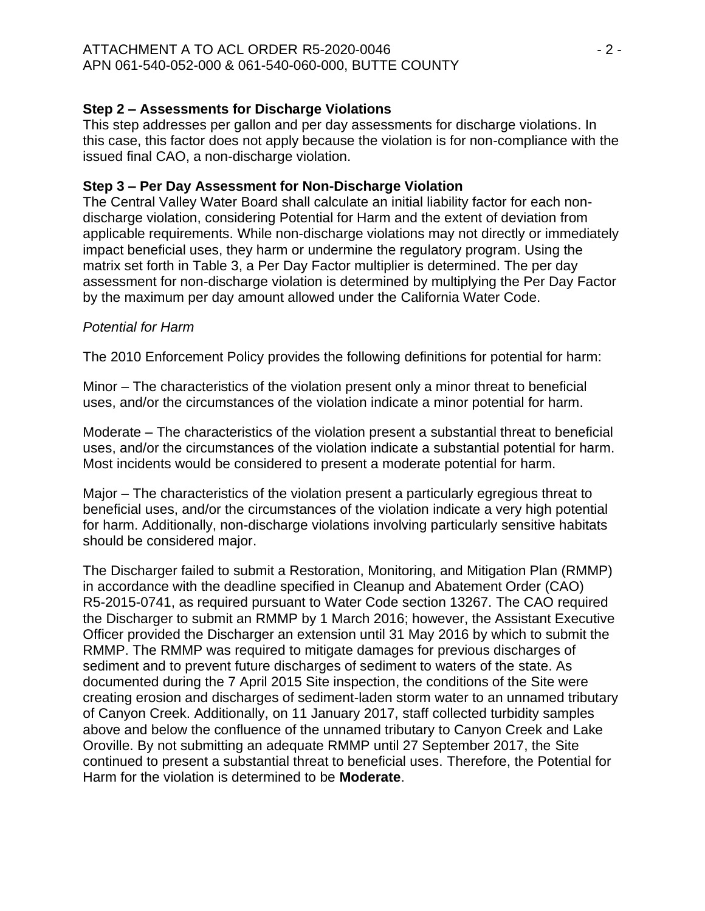**Step 2 – Assessments for Discharge Violations**

This step addresses per gallon and per day assessments for discharge violations. In this case, this factor does not apply because the violation is for non-compliance with the issued final CAO, a non-discharge violation.

**Step 3 – Per Day Assessment for Non-Discharge Violation**

The Central Valley Water Board shall calculate an initial liability factor for each non-discharge violation, considering Potential for Harm and the extent of deviation from applicable requirements. While non-discharge violations may not directly or immediately impact beneficial uses, they harm or undermine the regulatory program. Using the matrix set forth in Table 3, a Per Day Factor multiplier is determined. The per day assessment for non-discharge violation is determined by multiplying the Per Day Factor by the maximum per day amount allowed under the California Water Code.

*Potential for Harm*

The 2010 Enforcement Policy provides the following definitions for potential for harm:

Minor – The characteristics of the violation present only a minor threat to beneficial uses, and/or the circumstances of the violation indicate a minor potential for harm.

Moderate – The characteristics of the violation present a substantial threat to beneficial uses, and/or the circumstances of the violation indicate a substantial potential for harm. Most incidents would be considered to present a moderate potential for harm.

Major – The characteristics of the violation present a particularly egregious threat to beneficial uses, and/or the circumstances of the violation indicate a very high potential for harm. Additionally, non-discharge violations involving particularly sensitive habitats should be considered major.

The Discharger failed to submit a Restoration, Monitoring, and Mitigation Plan (RMMP) in accordance with the deadline specified in Cleanup and Abatement Order (CAO) R5-2015-0741, as required pursuant to Water Code section 13267. The CAO required the Discharger to submit an RMMP by 1 March 2016; however, the Assistant Executive Officer provided the Discharger an extension until 31 May 2016 by which to submit the RMMP. The RMMP was required to mitigate damages for previous discharges of sediment and to prevent future discharges of sediment to waters of the state. As documented during the 7 April 2015 Site inspection, the conditions of the Site were creating erosion and discharges of sediment-laden storm water to an unnamed tributary of Canyon Creek. Additionally, on 11 January 2017, staff collected turbidity samples above and below the confluence of the unnamed tributary to Canyon Creek and Lake Oroville. By not submitting an adequate RMMP until 27 September 2017, the Site continued to present a substantial threat to beneficial uses. Therefore, the Potential for Harm for the violation is determined to be **Moderate**.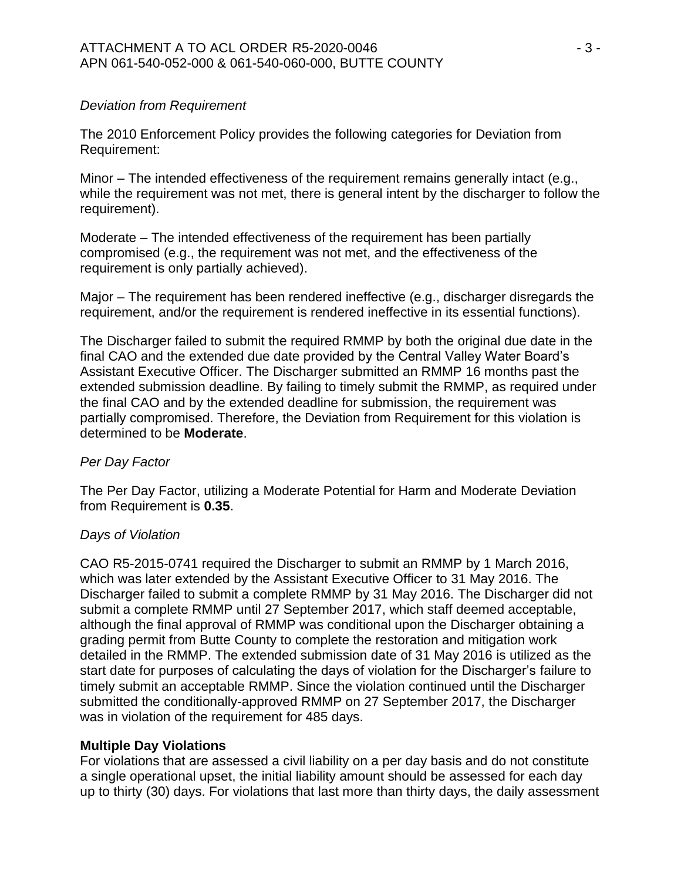*Deviation from Requirement*

The 2010 Enforcement Policy provides the following categories for Deviation from Requirement:

Minor – The intended effectiveness of the requirement remains generally intact (e.g., while the requirement was not met, there is general intent by the discharger to follow the requirement).

Moderate – The intended effectiveness of the requirement has been partially compromised (e.g., the requirement was not met, and the effectiveness of the requirement is only partially achieved).

Major – The requirement has been rendered ineffective (e.g., discharger disregards the requirement, and/or the requirement is rendered ineffective in its essential functions).

The Discharger failed to submit the required RMMP by both the original due date in the final CAO and the extended due date provided by the Central Valley Water Board's Assistant Executive Officer. The Discharger submitted an RMMP 16 months past the extended submission deadline. By failing to timely submit the RMMP, as required under the final CAO and by the extended deadline for submission, the requirement was partially compromised. Therefore, the Deviation from Requirement for this violation is determined to be **Moderate**.

*Per Day Factor*

The Per Day Factor, utilizing a Moderate Potential for Harm and Moderate Deviation from Requirement is **0.35**.

*Days of Violation*

CAO R5-2015-0741 required the Discharger to submit an RMMP by 1 March 2016, which was later extended by the Assistant Executive Officer to 31 May 2016. The Discharger failed to submit a complete RMMP by 31 May 2016. The Discharger did not submit a complete RMMP until 27 September 2017, which staff deemed acceptable, although the final approval of RMMP was conditional upon the Discharger obtaining a grading permit from Butte County to complete the restoration and mitigation work detailed in the RMMP. The extended submission date of 31 May 2016 is utilized as the start date for purposes of calculating the days of violation for the Discharger's failure to timely submit an acceptable RMMP. Since the violation continued until the Discharger submitted the conditionally-approved RMMP on 27 September 2017, the Discharger was in violation of the requirement for 485 days.

**Multiple Day Violations**

For violations that are assessed a civil liability on a per day basis and do not constitute a single operational upset, the initial liability amount should be assessed for each day up to thirty (30) days. For violations that last more than thirty days, the daily assessment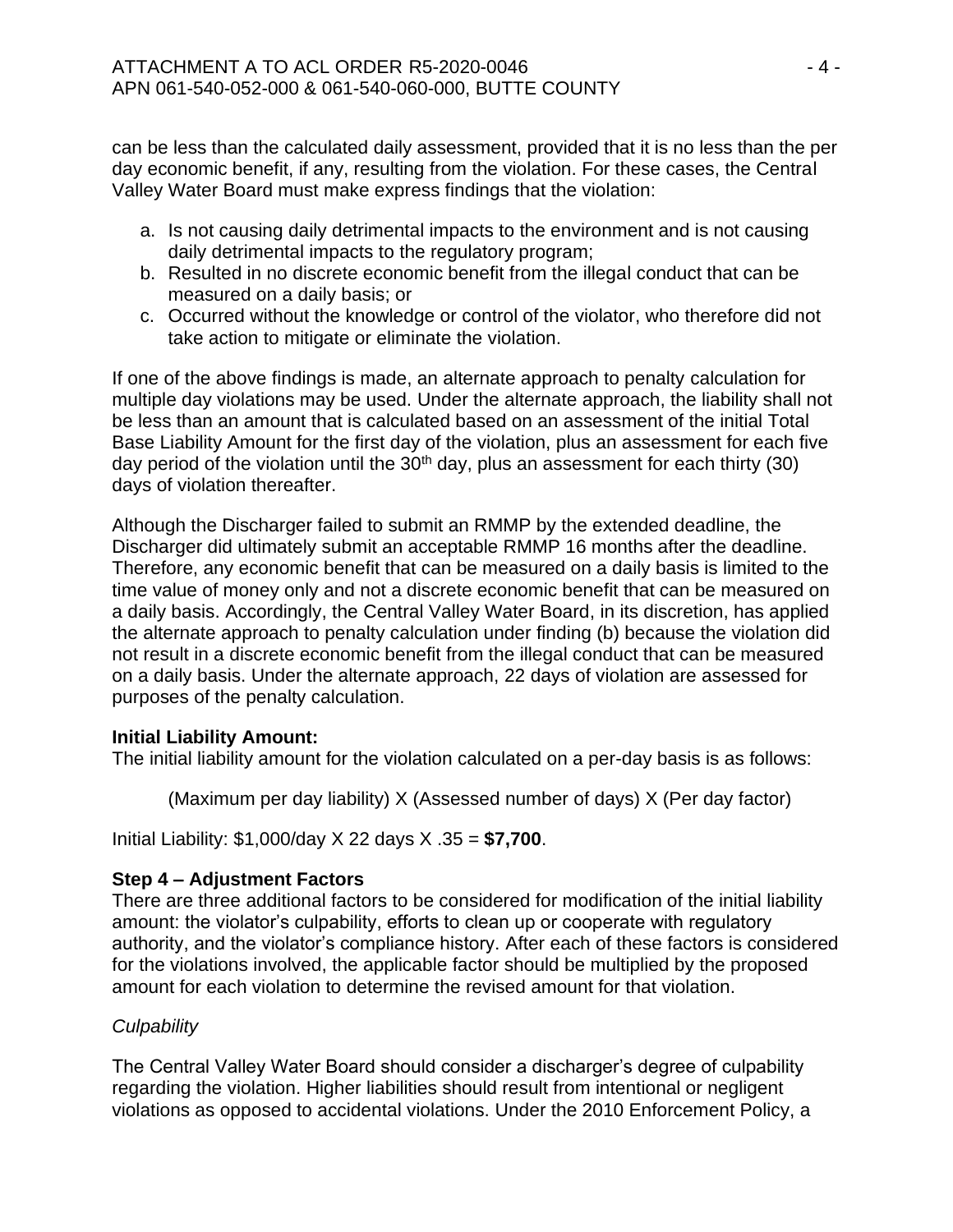can be less than the calculated daily assessment, provided that it is no less than the per day economic benefit, if any, resulting from the violation. For these cases, the Central Valley Water Board must make express findings that the violation:

a. Is not causing daily detrimental impacts to the environment and is not causing daily detrimental impacts to the regulatory program;
b. Resulted in no discrete economic benefit from the illegal conduct that can be measured on a daily basis; or
c. Occurred without the knowledge or control of the violator, who therefore did not take action to mitigate or eliminate the violation.

If one of the above findings is made, an alternate approach to penalty calculation for multiple day violations may be used. Under the alternate approach, the liability shall not be less than an amount that is calculated based on an assessment of the initial Total Base Liability Amount for the first day of the violation, plus an assessment for each five day period of the violation until the 30th day, plus an assessment for each thirty (30) days of violation thereafter.

Although the Discharger failed to submit an RMMP by the extended deadline, the Discharger did ultimately submit an acceptable RMMP 16 months after the deadline. Therefore, any economic benefit that can be measured on a daily basis is limited to the time value of money only and not a discrete economic benefit that can be measured on a daily basis. Accordingly, the Central Valley Water Board, in its discretion, has applied the alternate approach to penalty calculation under finding (b) because the violation did not result in a discrete economic benefit from the illegal conduct that can be measured on a daily basis. Under the alternate approach, 22 days of violation are assessed for purposes of the penalty calculation.

**Initial Liability Amount:**
The initial liability amount for the violation calculated on a per-day basis is as follows:

(Maximum per day liability) X (Assessed number of days) X (Per day factor)

Initial Liability: $1,000/day X 22 days X .35 = **$7,700**.

**Step 4 – Adjustment Factors**
There are three additional factors to be considered for modification of the initial liability amount: the violator's culpability, efforts to clean up or cooperate with regulatory authority, and the violator's compliance history. After each of these factors is considered for the violations involved, the applicable factor should be multiplied by the proposed amount for each violation to determine the revised amount for that violation.

*Culpability*

The Central Valley Water Board should consider a discharger's degree of culpability regarding the violation. Higher liabilities should result from intentional or negligent violations as opposed to accidental violations. Under the 2010 Enforcement Policy, a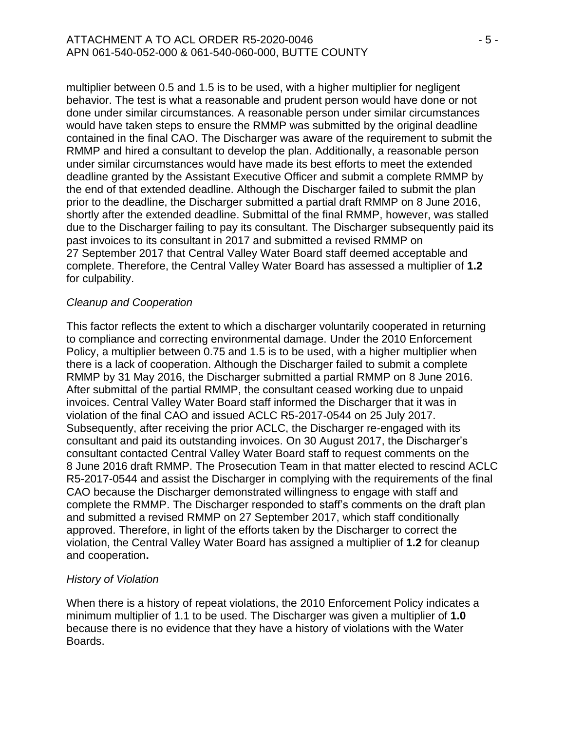multiplier between 0.5 and 1.5 is to be used, with a higher multiplier for negligent behavior. The test is what a reasonable and prudent person would have done or not done under similar circumstances. A reasonable person under similar circumstances would have taken steps to ensure the RMMP was submitted by the original deadline contained in the final CAO. The Discharger was aware of the requirement to submit the RMMP and hired a consultant to develop the plan. Additionally, a reasonable person under similar circumstances would have made its best efforts to meet the extended deadline granted by the Assistant Executive Officer and submit a complete RMMP by the end of that extended deadline. Although the Discharger failed to submit the plan prior to the deadline, the Discharger submitted a partial draft RMMP on 8 June 2016, shortly after the extended deadline. Submittal of the final RMMP, however, was stalled due to the Discharger failing to pay its consultant. The Discharger subsequently paid its past invoices to its consultant in 2017 and submitted a revised RMMP on 27 September 2017 that Central Valley Water Board staff deemed acceptable and complete. Therefore, the Central Valley Water Board has assessed a multiplier of **1.2** for culpability.

*Cleanup and Cooperation*

This factor reflects the extent to which a discharger voluntarily cooperated in returning to compliance and correcting environmental damage. Under the 2010 Enforcement Policy, a multiplier between 0.75 and 1.5 is to be used, with a higher multiplier when there is a lack of cooperation. Although the Discharger failed to submit a complete RMMP by 31 May 2016, the Discharger submitted a partial RMMP on 8 June 2016. After submittal of the partial RMMP, the consultant ceased working due to unpaid invoices. Central Valley Water Board staff informed the Discharger that it was in violation of the final CAO and issued ACLC R5-2017-0544 on 25 July 2017. Subsequently, after receiving the prior ACLC, the Discharger re-engaged with its consultant and paid its outstanding invoices. On 30 August 2017, the Discharger's consultant contacted Central Valley Water Board staff to request comments on the 8 June 2016 draft RMMP. The Prosecution Team in that matter elected to rescind ACLC R5-2017-0544 and assist the Discharger in complying with the requirements of the final CAO because the Discharger demonstrated willingness to engage with staff and complete the RMMP. The Discharger responded to staff's comments on the draft plan and submitted a revised RMMP on 27 September 2017, which staff conditionally approved. Therefore, in light of the efforts taken by the Discharger to correct the violation, the Central Valley Water Board has assigned a multiplier of **1.2** for cleanup and cooperation**.**

*History of Violation*

When there is a history of repeat violations, the 2010 Enforcement Policy indicates a minimum multiplier of 1.1 to be used. The Discharger was given a multiplier of **1.0** because there is no evidence that they have a history of violations with the Water Boards.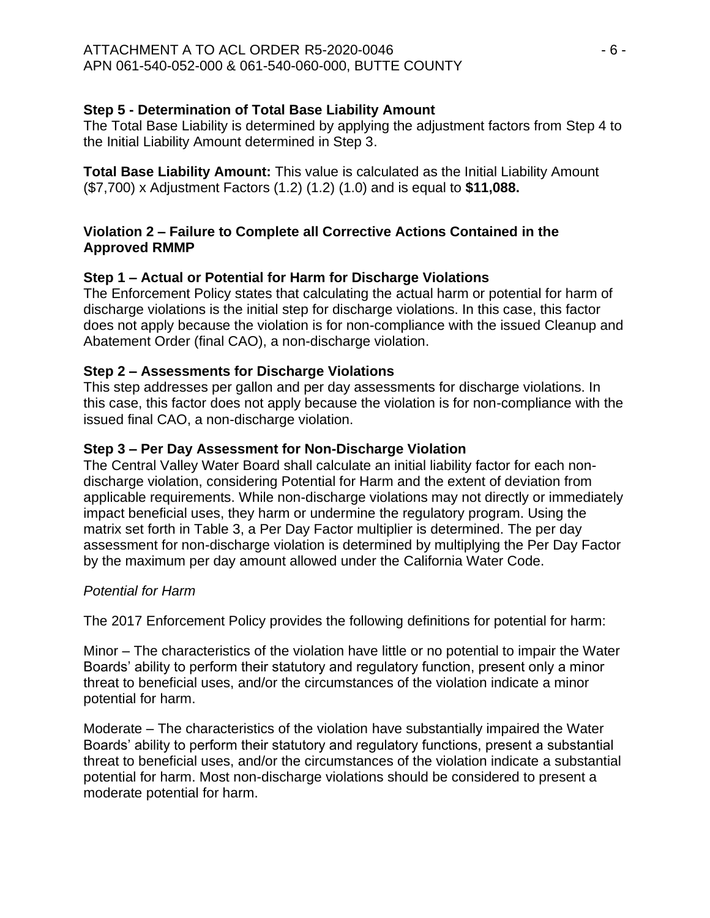### Step 5 - Determination of Total Base Liability Amount

The Total Base Liability is determined by applying the adjustment factors from Step 4 to the Initial Liability Amount determined in Step 3.

**Total Base Liability Amount:** This value is calculated as the Initial Liability Amount ($7,700) x Adjustment Factors (1.2) (1.2) (1.0) and is equal to **$11,088.**

## Violation 2 – Failure to Complete all Corrective Actions Contained in the Approved RMMP

### Step 1 – Actual or Potential for Harm for Discharge Violations

The Enforcement Policy states that calculating the actual harm or potential for harm of discharge violations is the initial step for discharge violations. In this case, this factor does not apply because the violation is for non-compliance with the issued Cleanup and Abatement Order (final CAO), a non-discharge violation.

### Step 2 – Assessments for Discharge Violations

This step addresses per gallon and per day assessments for discharge violations. In this case, this factor does not apply because the violation is for non-compliance with the issued final CAO, a non-discharge violation.

### Step 3 – Per Day Assessment for Non-Discharge Violation

The Central Valley Water Board shall calculate an initial liability factor for each non-discharge violation, considering Potential for Harm and the extent of deviation from applicable requirements. While non-discharge violations may not directly or immediately impact beneficial uses, they harm or undermine the regulatory program. Using the matrix set forth in Table 3, a Per Day Factor multiplier is determined. The per day assessment for non-discharge violation is determined by multiplying the Per Day Factor by the maximum per day amount allowed under the California Water Code.

*Potential for Harm*

The 2017 Enforcement Policy provides the following definitions for potential for harm:

Minor – The characteristics of the violation have little or no potential to impair the Water Boards' ability to perform their statutory and regulatory function, present only a minor threat to beneficial uses, and/or the circumstances of the violation indicate a minor potential for harm.

Moderate – The characteristics of the violation have substantially impaired the Water Boards' ability to perform their statutory and regulatory functions, present a substantial threat to beneficial uses, and/or the circumstances of the violation indicate a substantial potential for harm. Most non-discharge violations should be considered to present a moderate potential for harm.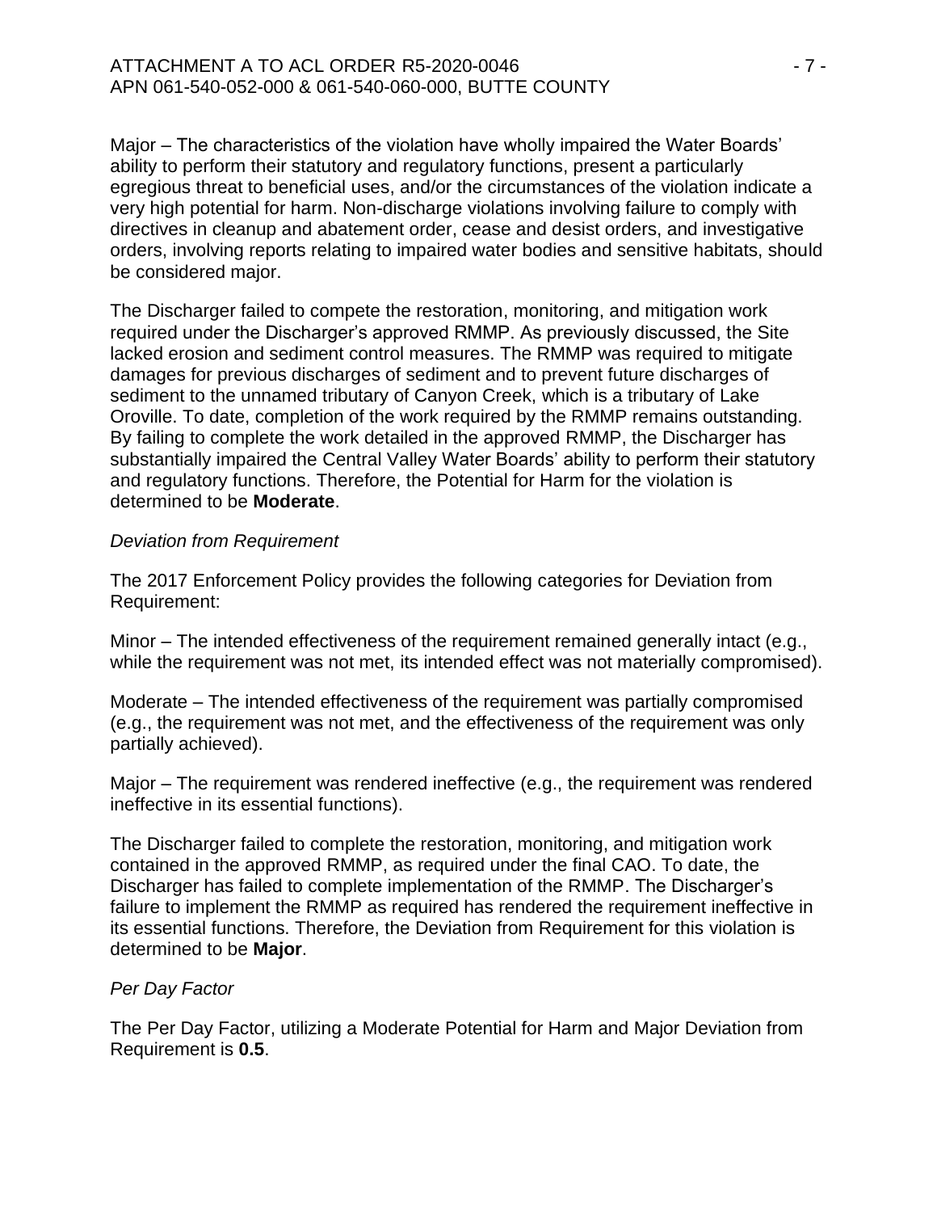Major – The characteristics of the violation have wholly impaired the Water Boards' ability to perform their statutory and regulatory functions, present a particularly egregious threat to beneficial uses, and/or the circumstances of the violation indicate a very high potential for harm. Non-discharge violations involving failure to comply with directives in cleanup and abatement order, cease and desist orders, and investigative orders, involving reports relating to impaired water bodies and sensitive habitats, should be considered major.

The Discharger failed to compete the restoration, monitoring, and mitigation work required under the Discharger's approved RMMP. As previously discussed, the Site lacked erosion and sediment control measures. The RMMP was required to mitigate damages for previous discharges of sediment and to prevent future discharges of sediment to the unnamed tributary of Canyon Creek, which is a tributary of Lake Oroville. To date, completion of the work required by the RMMP remains outstanding. By failing to complete the work detailed in the approved RMMP, the Discharger has substantially impaired the Central Valley Water Boards' ability to perform their statutory and regulatory functions. Therefore, the Potential for Harm for the violation is determined to be **Moderate**.

*Deviation from Requirement*

The 2017 Enforcement Policy provides the following categories for Deviation from Requirement:

Minor – The intended effectiveness of the requirement remained generally intact (e.g., while the requirement was not met, its intended effect was not materially compromised).

Moderate – The intended effectiveness of the requirement was partially compromised (e.g., the requirement was not met, and the effectiveness of the requirement was only partially achieved).

Major – The requirement was rendered ineffective (e.g., the requirement was rendered ineffective in its essential functions).

The Discharger failed to complete the restoration, monitoring, and mitigation work contained in the approved RMMP, as required under the final CAO. To date, the Discharger has failed to complete implementation of the RMMP. The Discharger's failure to implement the RMMP as required has rendered the requirement ineffective in its essential functions. Therefore, the Deviation from Requirement for this violation is determined to be **Major**.

*Per Day Factor*

The Per Day Factor, utilizing a Moderate Potential for Harm and Major Deviation from Requirement is **0.5**.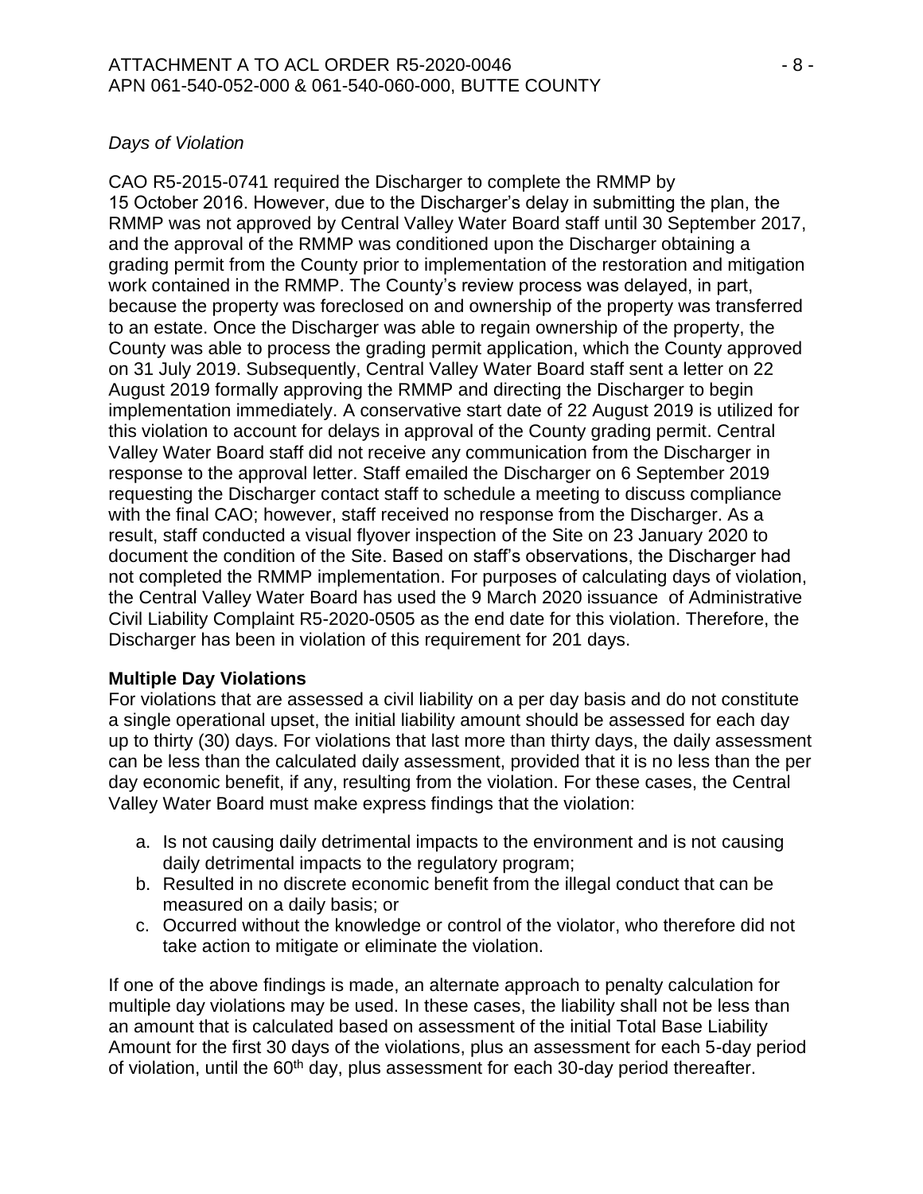*Days of Violation*

CAO R5-2015-0741 required the Discharger to complete the RMMP by 15 October 2016. However, due to the Discharger's delay in submitting the plan, the RMMP was not approved by Central Valley Water Board staff until 30 September 2017, and the approval of the RMMP was conditioned upon the Discharger obtaining a grading permit from the County prior to implementation of the restoration and mitigation work contained in the RMMP. The County's review process was delayed, in part, because the property was foreclosed on and ownership of the property was transferred to an estate. Once the Discharger was able to regain ownership of the property, the County was able to process the grading permit application, which the County approved on 31 July 2019. Subsequently, Central Valley Water Board staff sent a letter on 22 August 2019 formally approving the RMMP and directing the Discharger to begin implementation immediately. A conservative start date of 22 August 2019 is utilized for this violation to account for delays in approval of the County grading permit. Central Valley Water Board staff did not receive any communication from the Discharger in response to the approval letter. Staff emailed the Discharger on 6 September 2019 requesting the Discharger contact staff to schedule a meeting to discuss compliance with the final CAO; however, staff received no response from the Discharger. As a result, staff conducted a visual flyover inspection of the Site on 23 January 2020 to document the condition of the Site. Based on staff's observations, the Discharger had not completed the RMMP implementation. For purposes of calculating days of violation, the Central Valley Water Board has used the 9 March 2020 issuance of Administrative Civil Liability Complaint R5-2020-0505 as the end date for this violation. Therefore, the Discharger has been in violation of this requirement for 201 days.

**Multiple Day Violations**

For violations that are assessed a civil liability on a per day basis and do not constitute a single operational upset, the initial liability amount should be assessed for each day up to thirty (30) days. For violations that last more than thirty days, the daily assessment can be less than the calculated daily assessment, provided that it is no less than the per day economic benefit, if any, resulting from the violation. For these cases, the Central Valley Water Board must make express findings that the violation:

a. Is not causing daily detrimental impacts to the environment and is not causing daily detrimental impacts to the regulatory program;
b. Resulted in no discrete economic benefit from the illegal conduct that can be measured on a daily basis; or
c. Occurred without the knowledge or control of the violator, who therefore did not take action to mitigate or eliminate the violation.

If one of the above findings is made, an alternate approach to penalty calculation for multiple day violations may be used. In these cases, the liability shall not be less than an amount that is calculated based on assessment of the initial Total Base Liability Amount for the first 30 days of the violations, plus an assessment for each 5-day period of violation, until the 60th day, plus assessment for each 30-day period thereafter.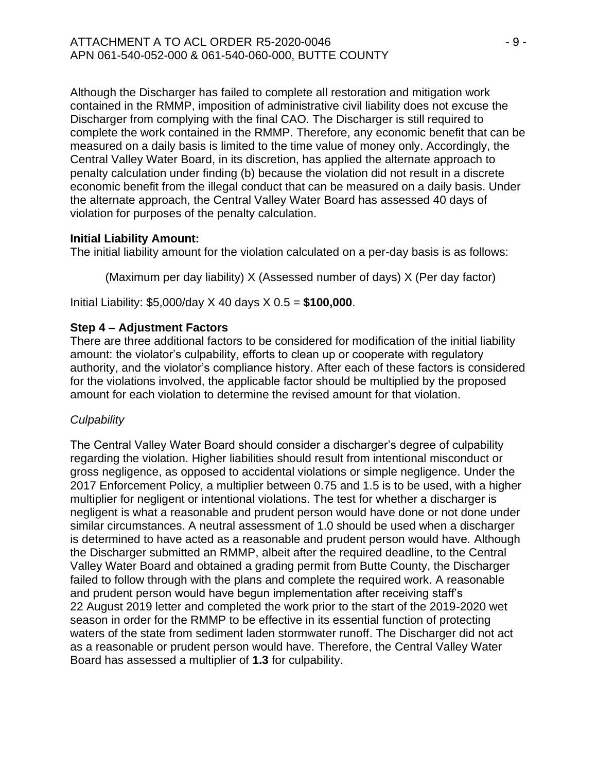Although the Discharger has failed to complete all restoration and mitigation work contained in the RMMP, imposition of administrative civil liability does not excuse the Discharger from complying with the final CAO. The Discharger is still required to complete the work contained in the RMMP. Therefore, any economic benefit that can be measured on a daily basis is limited to the time value of money only. Accordingly, the Central Valley Water Board, in its discretion, has applied the alternate approach to penalty calculation under finding (b) because the violation did not result in a discrete economic benefit from the illegal conduct that can be measured on a daily basis. Under the alternate approach, the Central Valley Water Board has assessed 40 days of violation for purposes of the penalty calculation.

**Initial Liability Amount:**

The initial liability amount for the violation calculated on a per-day basis is as follows:

(Maximum per day liability) X (Assessed number of days) X (Per day factor)

Initial Liability: $5,000/day X 40 days X 0.5 = **$100,000**.

**Step 4 – Adjustment Factors**

There are three additional factors to be considered for modification of the initial liability amount: the violator's culpability, efforts to clean up or cooperate with regulatory authority, and the violator's compliance history. After each of these factors is considered for the violations involved, the applicable factor should be multiplied by the proposed amount for each violation to determine the revised amount for that violation.

*Culpability*

The Central Valley Water Board should consider a discharger's degree of culpability regarding the violation. Higher liabilities should result from intentional misconduct or gross negligence, as opposed to accidental violations or simple negligence. Under the 2017 Enforcement Policy, a multiplier between 0.75 and 1.5 is to be used, with a higher multiplier for negligent or intentional violations. The test for whether a discharger is negligent is what a reasonable and prudent person would have done or not done under similar circumstances. A neutral assessment of 1.0 should be used when a discharger is determined to have acted as a reasonable and prudent person would have. Although the Discharger submitted an RMMP, albeit after the required deadline, to the Central Valley Water Board and obtained a grading permit from Butte County, the Discharger failed to follow through with the plans and complete the required work. A reasonable and prudent person would have begun implementation after receiving staff's 22 August 2019 letter and completed the work prior to the start of the 2019-2020 wet season in order for the RMMP to be effective in its essential function of protecting waters of the state from sediment laden stormwater runoff. The Discharger did not act as a reasonable or prudent person would have. Therefore, the Central Valley Water Board has assessed a multiplier of **1.3** for culpability.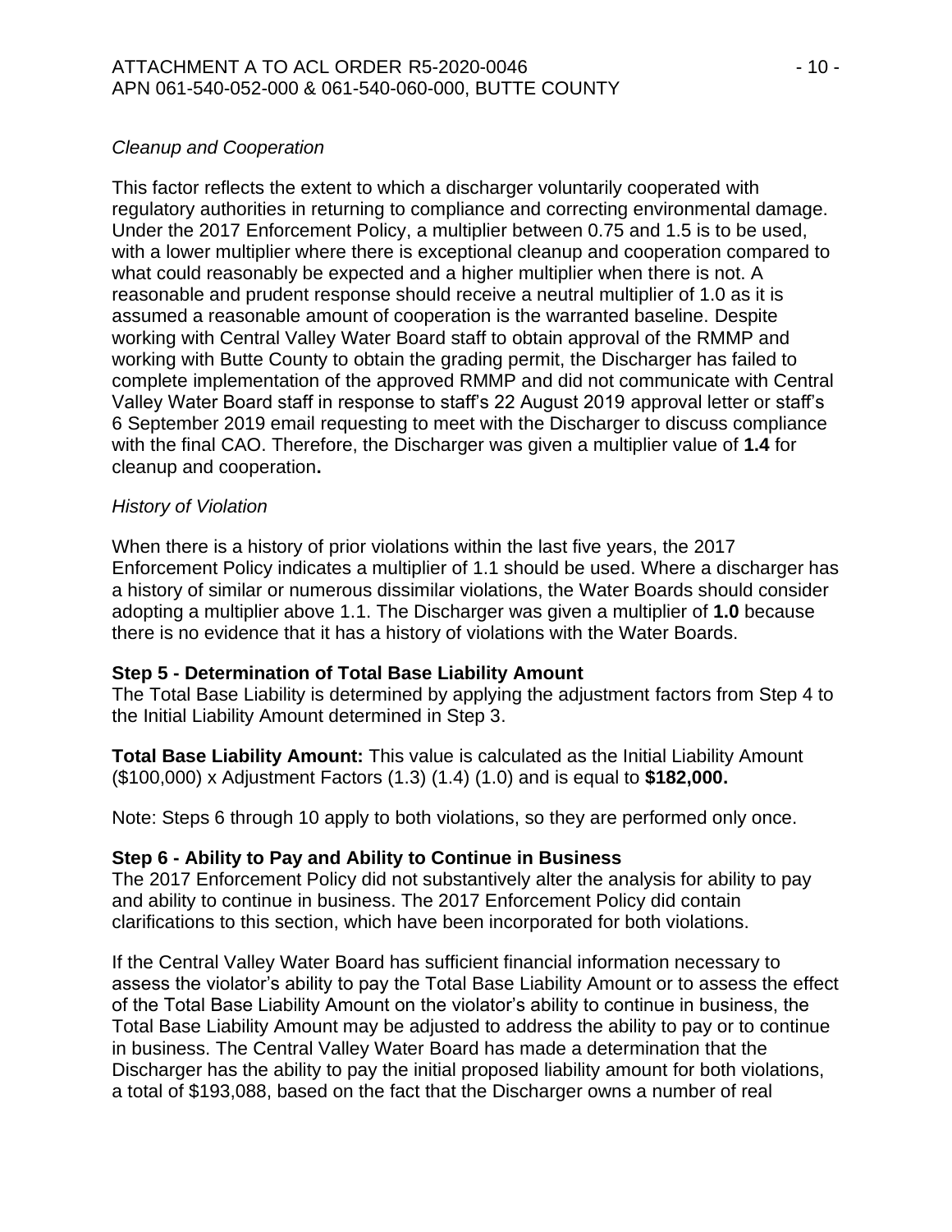*Cleanup and Cooperation*

This factor reflects the extent to which a discharger voluntarily cooperated with regulatory authorities in returning to compliance and correcting environmental damage. Under the 2017 Enforcement Policy, a multiplier between 0.75 and 1.5 is to be used, with a lower multiplier where there is exceptional cleanup and cooperation compared to what could reasonably be expected and a higher multiplier when there is not. A reasonable and prudent response should receive a neutral multiplier of 1.0 as it is assumed a reasonable amount of cooperation is the warranted baseline. Despite working with Central Valley Water Board staff to obtain approval of the RMMP and working with Butte County to obtain the grading permit, the Discharger has failed to complete implementation of the approved RMMP and did not communicate with Central Valley Water Board staff in response to staff's 22 August 2019 approval letter or staff's 6 September 2019 email requesting to meet with the Discharger to discuss compliance with the final CAO. Therefore, the Discharger was given a multiplier value of **1.4** for cleanup and cooperation**.**

*History of Violation*

When there is a history of prior violations within the last five years, the 2017 Enforcement Policy indicates a multiplier of 1.1 should be used. Where a discharger has a history of similar or numerous dissimilar violations, the Water Boards should consider adopting a multiplier above 1.1. The Discharger was given a multiplier of **1.0** because there is no evidence that it has a history of violations with the Water Boards.

**Step 5 - Determination of Total Base Liability Amount**

The Total Base Liability is determined by applying the adjustment factors from Step 4 to the Initial Liability Amount determined in Step 3.

**Total Base Liability Amount:** This value is calculated as the Initial Liability Amount ($100,000) x Adjustment Factors (1.3) (1.4) (1.0) and is equal to **$182,000.**

Note: Steps 6 through 10 apply to both violations, so they are performed only once.

**Step 6 - Ability to Pay and Ability to Continue in Business**

The 2017 Enforcement Policy did not substantively alter the analysis for ability to pay and ability to continue in business. The 2017 Enforcement Policy did contain clarifications to this section, which have been incorporated for both violations.

If the Central Valley Water Board has sufficient financial information necessary to assess the violator's ability to pay the Total Base Liability Amount or to assess the effect of the Total Base Liability Amount on the violator's ability to continue in business, the Total Base Liability Amount may be adjusted to address the ability to pay or to continue in business. The Central Valley Water Board has made a determination that the Discharger has the ability to pay the initial proposed liability amount for both violations, a total of $193,088, based on the fact that the Discharger owns a number of real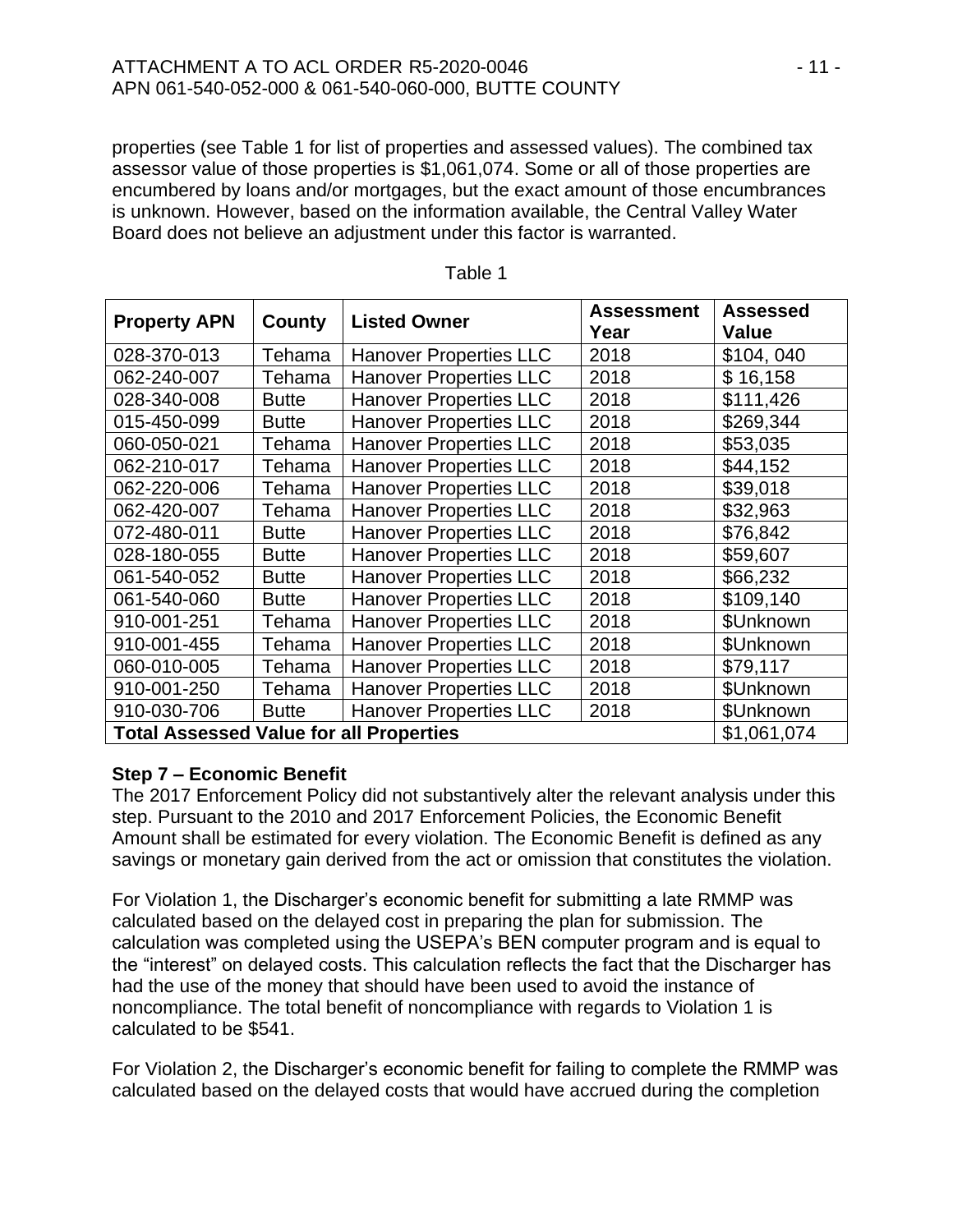properties (see Table 1 for list of properties and assessed values). The combined tax assessor value of those properties is $1,061,074. Some or all of those properties are encumbered by loans and/or mortgages, but the exact amount of those encumbrances is unknown. However, based on the information available, the Central Valley Water Board does not believe an adjustment under this factor is warranted.

Table 1

| Property APN | County | Listed Owner | Assessment Year | Assessed Value |
|---|---|---|---|---|
| 028-370-013 | Tehama | Hanover Properties LLC | 2018 | $104, 040 |
| 062-240-007 | Tehama | Hanover Properties LLC | 2018 | $ 16,158 |
| 028-340-008 | Butte | Hanover Properties LLC | 2018 | $111,426 |
| 015-450-099 | Butte | Hanover Properties LLC | 2018 | $269,344 |
| 060-050-021 | Tehama | Hanover Properties LLC | 2018 | $53,035 |
| 062-210-017 | Tehama | Hanover Properties LLC | 2018 | $44,152 |
| 062-220-006 | Tehama | Hanover Properties LLC | 2018 | $39,018 |
| 062-420-007 | Tehama | Hanover Properties LLC | 2018 | $32,963 |
| 072-480-011 | Butte | Hanover Properties LLC | 2018 | $76,842 |
| 028-180-055 | Butte | Hanover Properties LLC | 2018 | $59,607 |
| 061-540-052 | Butte | Hanover Properties LLC | 2018 | $66,232 |
| 061-540-060 | Butte | Hanover Properties LLC | 2018 | $109,140 |
| 910-001-251 | Tehama | Hanover Properties LLC | 2018 | $Unknown |
| 910-001-455 | Tehama | Hanover Properties LLC | 2018 | $Unknown |
| 060-010-005 | Tehama | Hanover Properties LLC | 2018 | $79,117 |
| 910-001-250 | Tehama | Hanover Properties LLC | 2018 | $Unknown |
| 910-030-706 | Butte | Hanover Properties LLC | 2018 | $Unknown |
| **Total Assessed Value for all Properties** | | | | $1,061,074 |

**Step 7 – Economic Benefit**

The 2017 Enforcement Policy did not substantively alter the relevant analysis under this step. Pursuant to the 2010 and 2017 Enforcement Policies, the Economic Benefit Amount shall be estimated for every violation. The Economic Benefit is defined as any savings or monetary gain derived from the act or omission that constitutes the violation.

For Violation 1, the Discharger's economic benefit for submitting a late RMMP was calculated based on the delayed cost in preparing the plan for submission. The calculation was completed using the USEPA's BEN computer program and is equal to the "interest" on delayed costs. This calculation reflects the fact that the Discharger has had the use of the money that should have been used to avoid the instance of noncompliance. The total benefit of noncompliance with regards to Violation 1 is calculated to be $541.

For Violation 2, the Discharger's economic benefit for failing to complete the RMMP was calculated based on the delayed costs that would have accrued during the completion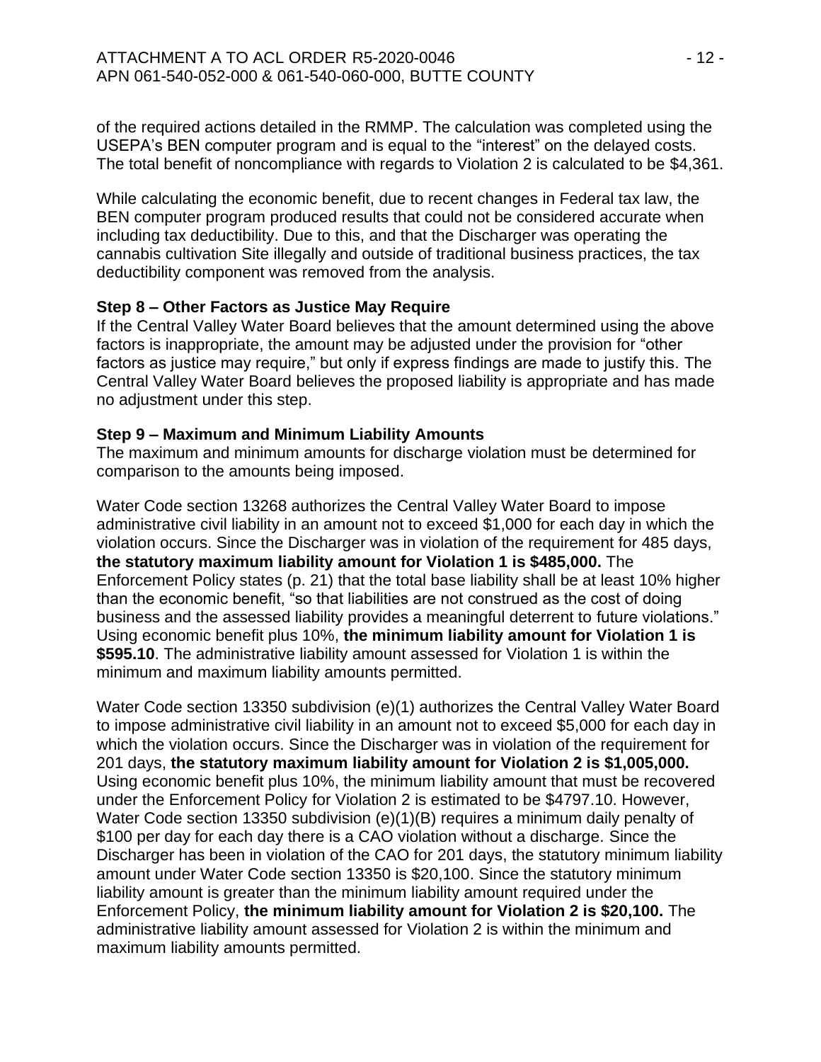of the required actions detailed in the RMMP. The calculation was completed using the USEPA's BEN computer program and is equal to the "interest" on the delayed costs. The total benefit of noncompliance with regards to Violation 2 is calculated to be $4,361.

While calculating the economic benefit, due to recent changes in Federal tax law, the BEN computer program produced results that could not be considered accurate when including tax deductibility. Due to this, and that the Discharger was operating the cannabis cultivation Site illegally and outside of traditional business practices, the tax deductibility component was removed from the analysis.

**Step 8 – Other Factors as Justice May Require**

If the Central Valley Water Board believes that the amount determined using the above factors is inappropriate, the amount may be adjusted under the provision for "other factors as justice may require," but only if express findings are made to justify this. The Central Valley Water Board believes the proposed liability is appropriate and has made no adjustment under this step.

**Step 9 – Maximum and Minimum Liability Amounts**

The maximum and minimum amounts for discharge violation must be determined for comparison to the amounts being imposed.

Water Code section 13268 authorizes the Central Valley Water Board to impose administrative civil liability in an amount not to exceed $1,000 for each day in which the violation occurs. Since the Discharger was in violation of the requirement for 485 days, **the statutory maximum liability amount for Violation 1 is $485,000.** The Enforcement Policy states (p. 21) that the total base liability shall be at least 10% higher than the economic benefit, "so that liabilities are not construed as the cost of doing business and the assessed liability provides a meaningful deterrent to future violations." Using economic benefit plus 10%, **the minimum liability amount for Violation 1 is $595.10**. The administrative liability amount assessed for Violation 1 is within the minimum and maximum liability amounts permitted.

Water Code section 13350 subdivision (e)(1) authorizes the Central Valley Water Board to impose administrative civil liability in an amount not to exceed $5,000 for each day in which the violation occurs. Since the Discharger was in violation of the requirement for 201 days, **the statutory maximum liability amount for Violation 2 is $1,005,000.** Using economic benefit plus 10%, the minimum liability amount that must be recovered under the Enforcement Policy for Violation 2 is estimated to be $4797.10. However, Water Code section 13350 subdivision (e)(1)(B) requires a minimum daily penalty of $100 per day for each day there is a CAO violation without a discharge. Since the Discharger has been in violation of the CAO for 201 days, the statutory minimum liability amount under Water Code section 13350 is $20,100. Since the statutory minimum liability amount is greater than the minimum liability amount required under the Enforcement Policy, **the minimum liability amount for Violation 2 is $20,100.** The administrative liability amount assessed for Violation 2 is within the minimum and maximum liability amounts permitted.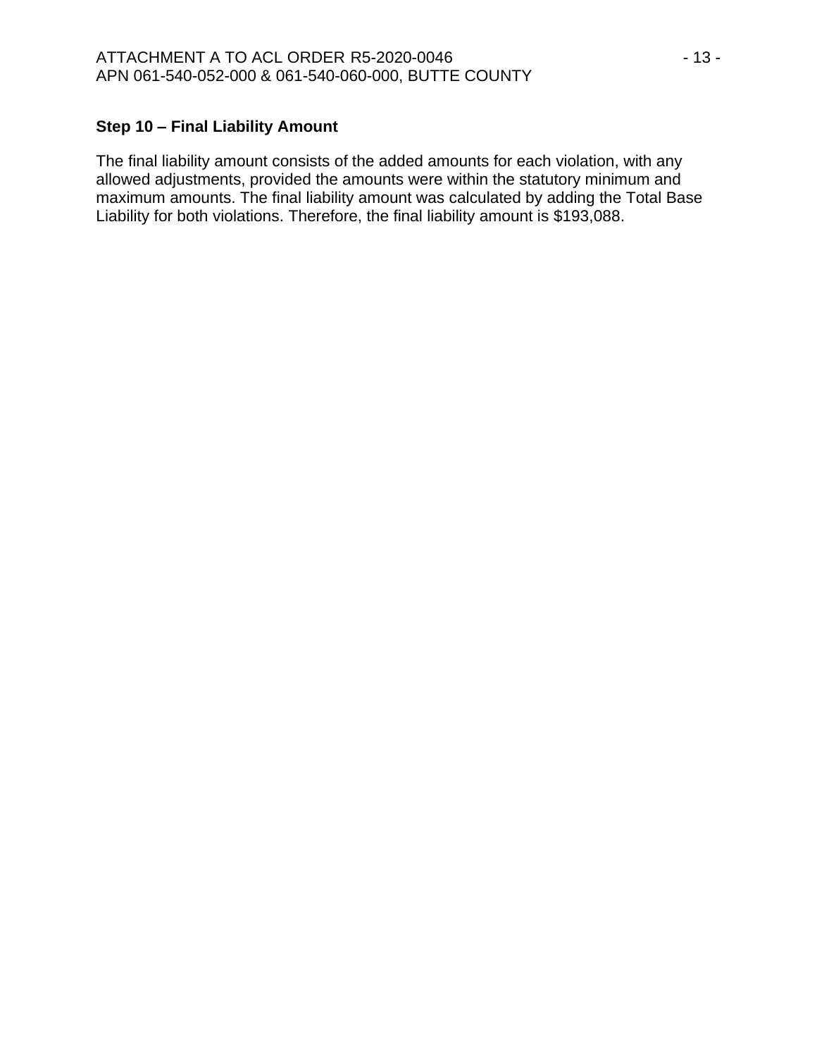**Step 10 – Final Liability Amount**

The final liability amount consists of the added amounts for each violation, with any allowed adjustments, provided the amounts were within the statutory minimum and maximum amounts. The final liability amount was calculated by adding the Total Base Liability for both violations. Therefore, the final liability amount is $193,088.